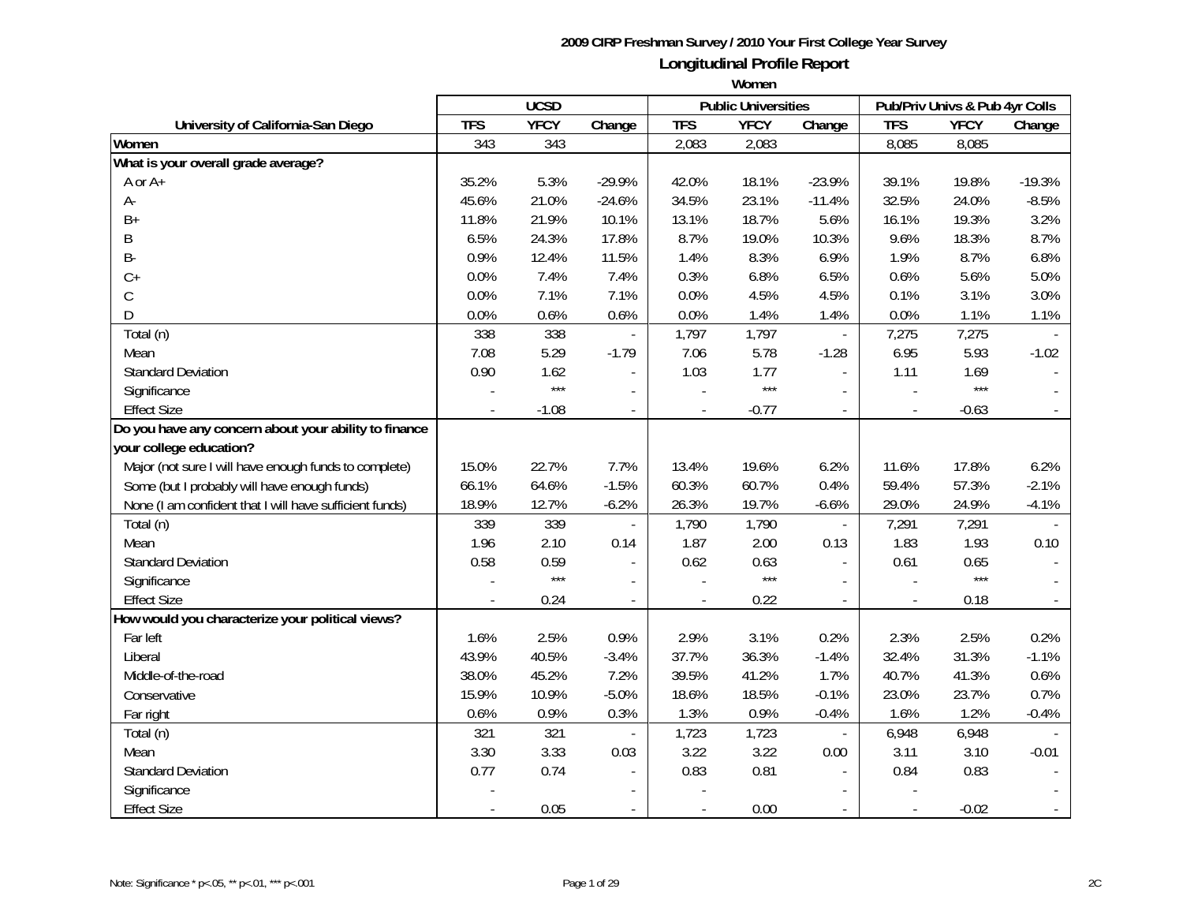**2009 CIRP Freshman Survey / 2010 Your First College Year Survey**

## Longitudinal Profile Report

### Women

| University of California-San Diego | UCSD | | | Public Universities | | | Pub/Priv Univs & Pub 4yr Colls | | |
|---|---|---|---|---|---|---|---|---|---|
| | TFS | YFCY | Change | TFS | YFCY | Change | TFS | YFCY | Change |
| **Women** | 343 | 343 | | 2,083 | 2,083 | | 8,085 | 8,085 | |
| **What is your overall grade average?** | | | | | | | | | |
| A or A+ | 35.2% | 5.3% | -29.9% | 42.0% | 18.1% | -23.9% | 39.1% | 19.8% | -19.3% |
| A- | 45.6% | 21.0% | -24.6% | 34.5% | 23.1% | -11.4% | 32.5% | 24.0% | -8.5% |
| B+ | 11.8% | 21.9% | 10.1% | 13.1% | 18.7% | 5.6% | 16.1% | 19.3% | 3.2% |
| B | 6.5% | 24.3% | 17.8% | 8.7% | 19.0% | 10.3% | 9.6% | 18.3% | 8.7% |
| B- | 0.9% | 12.4% | 11.5% | 1.4% | 8.3% | 6.9% | 1.9% | 8.7% | 6.8% |
| C+ | 0.0% | 7.4% | 7.4% | 0.3% | 6.8% | 6.5% | 0.6% | 5.6% | 5.0% |
| C | 0.0% | 7.1% | 7.1% | 0.0% | 4.5% | 4.5% | 0.1% | 3.1% | 3.0% |
| D | 0.0% | 0.6% | 0.6% | 0.0% | 1.4% | 1.4% | 0.0% | 1.1% | 1.1% |
| Total (n) | 338 | 338 | - | 1,797 | 1,797 | - | 7,275 | 7,275 | - |
| Mean | 7.08 | 5.29 | -1.79 | 7.06 | 5.78 | -1.28 | 6.95 | 5.93 | -1.02 |
| Standard Deviation | 0.90 | 1.62 | - | 1.03 | 1.77 | - | 1.11 | 1.69 | - |
| Significance | - | *** | - | - | *** | - | - | *** | - |
| Effect Size | - | -1.08 | - | - | -0.77 | - | - | -0.63 | - |
| **Do you have any concern about your ability to finance your college education?** | | | | | | | | | |
| Major (not sure I will have enough funds to complete) | 15.0% | 22.7% | 7.7% | 13.4% | 19.6% | 6.2% | 11.6% | 17.8% | 6.2% |
| Some (but I probably will have enough funds) | 66.1% | 64.6% | -1.5% | 60.3% | 60.7% | 0.4% | 59.4% | 57.3% | -2.1% |
| None (I am confident that I will have sufficient funds) | 18.9% | 12.7% | -6.2% | 26.3% | 19.7% | -6.6% | 29.0% | 24.9% | -4.1% |
| Total (n) | 339 | 339 | - | 1,790 | 1,790 | - | 7,291 | 7,291 | - |
| Mean | 1.96 | 2.10 | 0.14 | 1.87 | 2.00 | 0.13 | 1.83 | 1.93 | 0.10 |
| Standard Deviation | 0.58 | 0.59 | - | 0.62 | 0.63 | - | 0.61 | 0.65 | - |
| Significance | - | *** | - | - | *** | - | - | *** | - |
| Effect Size | - | 0.24 | - | - | 0.22 | - | - | 0.18 | - |
| **How would you characterize your political views?** | | | | | | | | | |
| Far left | 1.6% | 2.5% | 0.9% | 2.9% | 3.1% | 0.2% | 2.3% | 2.5% | 0.2% |
| Liberal | 43.9% | 40.5% | -3.4% | 37.7% | 36.3% | -1.4% | 32.4% | 31.3% | -1.1% |
| Middle-of-the-road | 38.0% | 45.2% | 7.2% | 39.5% | 41.2% | 1.7% | 40.7% | 41.3% | 0.6% |
| Conservative | 15.9% | 10.9% | -5.0% | 18.6% | 18.5% | -0.1% | 23.0% | 23.7% | 0.7% |
| Far right | 0.6% | 0.9% | 0.3% | 1.3% | 0.9% | -0.4% | 1.6% | 1.2% | -0.4% |
| Total (n) | 321 | 321 | - | 1,723 | 1,723 | - | 6,948 | 6,948 | - |
| Mean | 3.30 | 3.33 | 0.03 | 3.22 | 3.22 | 0.00 | 3.11 | 3.10 | -0.01 |
| Standard Deviation | 0.77 | 0.74 | - | 0.83 | 0.81 | - | 0.84 | 0.83 | - |
| Significance | - | | - | - | | - | - | | - |
| Effect Size | - | 0.05 | - | - | 0.00 | - | - | -0.02 | - |

Note: Significance * p<.05, ** p<.01, *** p<.001

2C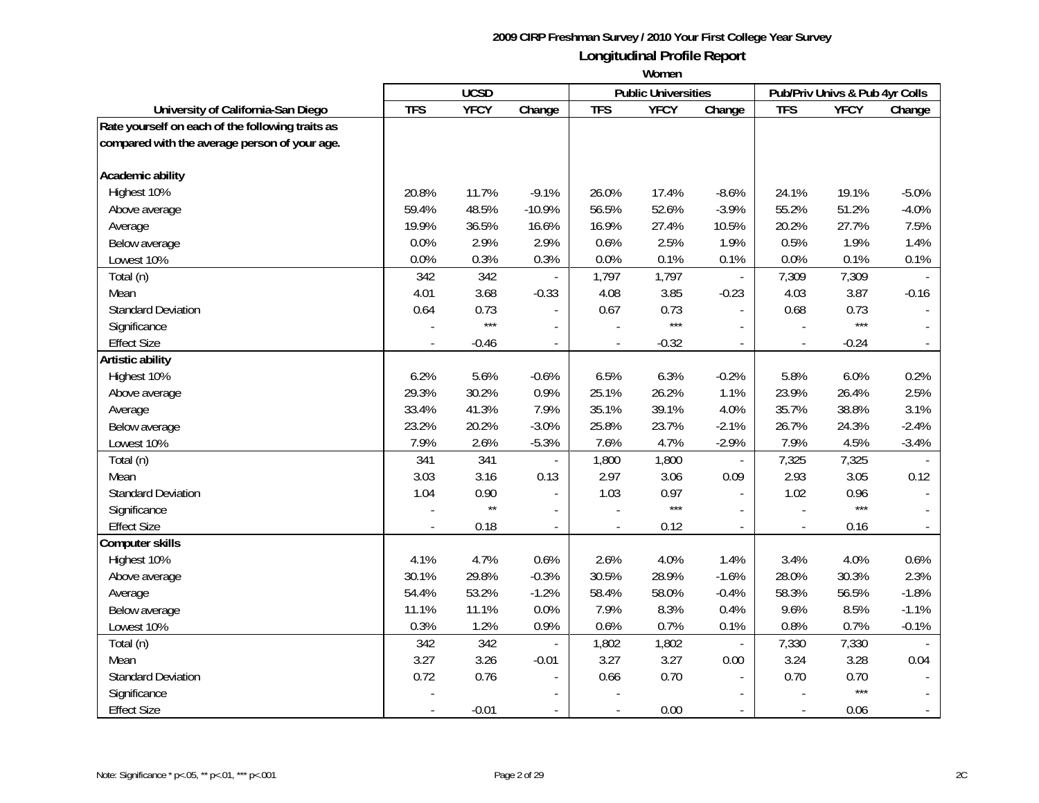**2009 CIRP Freshman Survey / 2010 Your First College Year Survey**

**Longitudinal Profile Report**

**Women**

| University of California-San Diego | UCSD | | | Public Universities | | | Pub/Priv Univs & Pub 4yr Colls | | |
|---|---|---|---|---|---|---|---|---|---|
| | TFS | YFCY | Change | TFS | YFCY | Change | TFS | YFCY | Change |
| **Rate yourself on each of the following traits as compared with the average person of your age.** | | | | | | | | | |
| **Academic ability** | | | | | | | | | |
| Highest 10% | 20.8% | 11.7% | -9.1% | 26.0% | 17.4% | -8.6% | 24.1% | 19.1% | -5.0% |
| Above average | 59.4% | 48.5% | -10.9% | 56.5% | 52.6% | -3.9% | 55.2% | 51.2% | -4.0% |
| Average | 19.9% | 36.5% | 16.6% | 16.9% | 27.4% | 10.5% | 20.2% | 27.7% | 7.5% |
| Below average | 0.0% | 2.9% | 2.9% | 0.6% | 2.5% | 1.9% | 0.5% | 1.9% | 1.4% |
| Lowest 10% | 0.0% | 0.3% | 0.3% | 0.0% | 0.1% | 0.1% | 0.0% | 0.1% | 0.1% |
| Total (n) | 342 | 342 | - | 1,797 | 1,797 | - | 7,309 | 7,309 | - |
| Mean | 4.01 | 3.68 | -0.33 | 4.08 | 3.85 | -0.23 | 4.03 | 3.87 | -0.16 |
| Standard Deviation | 0.64 | 0.73 | - | 0.67 | 0.73 | - | 0.68 | 0.73 | - |
| Significance | - | *** | - | - | *** | - | - | *** | - |
| Effect Size | - | -0.46 | - | - | -0.32 | - | - | -0.24 | - |
| **Artistic ability** | | | | | | | | | |
| Highest 10% | 6.2% | 5.6% | -0.6% | 6.5% | 6.3% | -0.2% | 5.8% | 6.0% | 0.2% |
| Above average | 29.3% | 30.2% | 0.9% | 25.1% | 26.2% | 1.1% | 23.9% | 26.4% | 2.5% |
| Average | 33.4% | 41.3% | 7.9% | 35.1% | 39.1% | 4.0% | 35.7% | 38.8% | 3.1% |
| Below average | 23.2% | 20.2% | -3.0% | 25.8% | 23.7% | -2.1% | 26.7% | 24.3% | -2.4% |
| Lowest 10% | 7.9% | 2.6% | -5.3% | 7.6% | 4.7% | -2.9% | 7.9% | 4.5% | -3.4% |
| Total (n) | 341 | 341 | - | 1,800 | 1,800 | - | 7,325 | 7,325 | - |
| Mean | 3.03 | 3.16 | 0.13 | 2.97 | 3.06 | 0.09 | 2.93 | 3.05 | 0.12 |
| Standard Deviation | 1.04 | 0.90 | - | 1.03 | 0.97 | - | 1.02 | 0.96 | - |
| Significance | - | ** | - | - | *** | - | - | *** | - |
| Effect Size | - | 0.18 | - | - | 0.12 | - | - | 0.16 | - |
| **Computer skills** | | | | | | | | | |
| Highest 10% | 4.1% | 4.7% | 0.6% | 2.6% | 4.0% | 1.4% | 3.4% | 4.0% | 0.6% |
| Above average | 30.1% | 29.8% | -0.3% | 30.5% | 28.9% | -1.6% | 28.0% | 30.3% | 2.3% |
| Average | 54.4% | 53.2% | -1.2% | 58.4% | 58.0% | -0.4% | 58.3% | 56.5% | -1.8% |
| Below average | 11.1% | 11.1% | 0.0% | 7.9% | 8.3% | 0.4% | 9.6% | 8.5% | -1.1% |
| Lowest 10% | 0.3% | 1.2% | 0.9% | 0.6% | 0.7% | 0.1% | 0.8% | 0.7% | -0.1% |
| Total (n) | 342 | 342 | - | 1,802 | 1,802 | - | 7,330 | 7,330 | - |
| Mean | 3.27 | 3.26 | -0.01 | 3.27 | 3.27 | 0.00 | 3.24 | 3.28 | 0.04 |
| Standard Deviation | 0.72 | 0.76 | - | 0.66 | 0.70 | - | 0.70 | 0.70 | - |
| Significance | - | | - | - | | - | - | *** | - |
| Effect Size | - | -0.01 | - | - | 0.00 | - | - | 0.06 | - |

Note: Significance * p<.05, ** p<.01, *** p<.001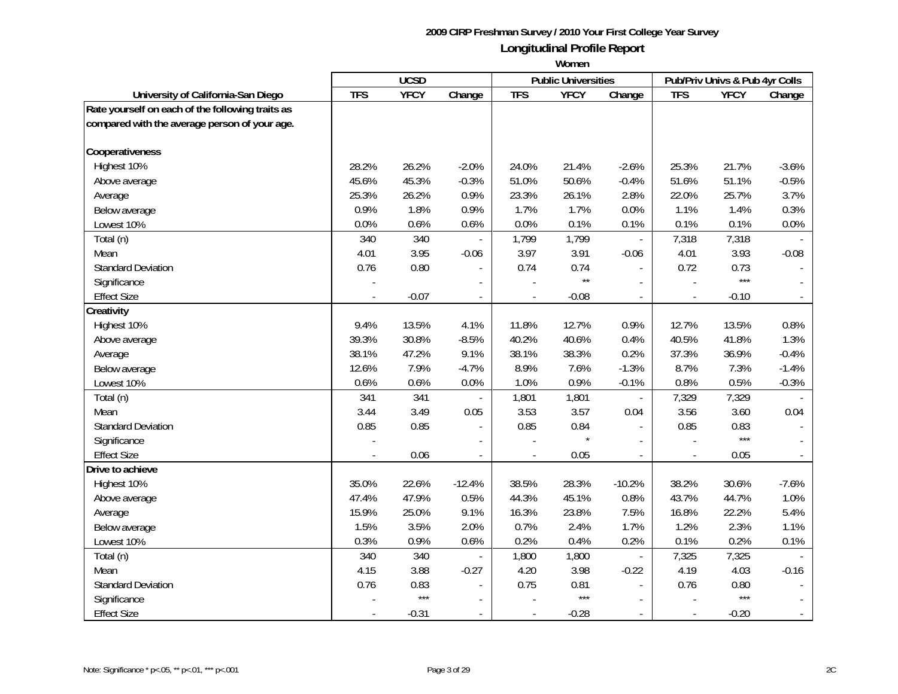**2009 CIRP Freshman Survey / 2010 Your First College Year Survey**

## Longitudinal Profile Report

**Women**

| University of California-San Diego | UCSD | | | Public Universities | | | Pub/Priv Univs & Pub 4yr Colls | | |
|---|---|---|---|---|---|---|---|---|---|
| | TFS | YFCY | Change | TFS | YFCY | Change | TFS | YFCY | Change |
| **Rate yourself on each of the following traits as compared with the average person of your age.** | | | | | | | | | |
| **Cooperativeness** | | | | | | | | | |
| Highest 10% | 28.2% | 26.2% | -2.0% | 24.0% | 21.4% | -2.6% | 25.3% | 21.7% | -3.6% |
| Above average | 45.6% | 45.3% | -0.3% | 51.0% | 50.6% | -0.4% | 51.6% | 51.1% | -0.5% |
| Average | 25.3% | 26.2% | 0.9% | 23.3% | 26.1% | 2.8% | 22.0% | 25.7% | 3.7% |
| Below average | 0.9% | 1.8% | 0.9% | 1.7% | 1.7% | 0.0% | 1.1% | 1.4% | 0.3% |
| Lowest 10% | 0.0% | 0.6% | 0.6% | 0.0% | 0.1% | 0.1% | 0.1% | 0.1% | 0.0% |
| Total (n) | 340 | 340 | - | 1,799 | 1,799 | - | 7,318 | 7,318 | - |
| Mean | 4.01 | 3.95 | -0.06 | 3.97 | 3.91 | -0.06 | 4.01 | 3.93 | -0.08 |
| Standard Deviation | 0.76 | 0.80 | - | 0.74 | 0.74 | - | 0.72 | 0.73 | - |
| Significance | - | | - | - | ** | - | - | *** | - |
| Effect Size | - | -0.07 | - | - | -0.08 | - | - | -0.10 | - |
| **Creativity** | | | | | | | | | |
| Highest 10% | 9.4% | 13.5% | 4.1% | 11.8% | 12.7% | 0.9% | 12.7% | 13.5% | 0.8% |
| Above average | 39.3% | 30.8% | -8.5% | 40.2% | 40.6% | 0.4% | 40.5% | 41.8% | 1.3% |
| Average | 38.1% | 47.2% | 9.1% | 38.1% | 38.3% | 0.2% | 37.3% | 36.9% | -0.4% |
| Below average | 12.6% | 7.9% | -4.7% | 8.9% | 7.6% | -1.3% | 8.7% | 7.3% | -1.4% |
| Lowest 10% | 0.6% | 0.6% | 0.0% | 1.0% | 0.9% | -0.1% | 0.8% | 0.5% | -0.3% |
| Total (n) | 341 | 341 | - | 1,801 | 1,801 | - | 7,329 | 7,329 | - |
| Mean | 3.44 | 3.49 | 0.05 | 3.53 | 3.57 | 0.04 | 3.56 | 3.60 | 0.04 |
| Standard Deviation | 0.85 | 0.85 | - | 0.85 | 0.84 | - | 0.85 | 0.83 | - |
| Significance | - | | - | - | * | - | - | *** | - |
| Effect Size | - | 0.06 | - | - | 0.05 | - | - | 0.05 | - |
| **Drive to achieve** | | | | | | | | | |
| Highest 10% | 35.0% | 22.6% | -12.4% | 38.5% | 28.3% | -10.2% | 38.2% | 30.6% | -7.6% |
| Above average | 47.4% | 47.9% | 0.5% | 44.3% | 45.1% | 0.8% | 43.7% | 44.7% | 1.0% |
| Average | 15.9% | 25.0% | 9.1% | 16.3% | 23.8% | 7.5% | 16.8% | 22.2% | 5.4% |
| Below average | 1.5% | 3.5% | 2.0% | 0.7% | 2.4% | 1.7% | 1.2% | 2.3% | 1.1% |
| Lowest 10% | 0.3% | 0.9% | 0.6% | 0.2% | 0.4% | 0.2% | 0.1% | 0.2% | 0.1% |
| Total (n) | 340 | 340 | - | 1,800 | 1,800 | - | 7,325 | 7,325 | - |
| Mean | 4.15 | 3.88 | -0.27 | 4.20 | 3.98 | -0.22 | 4.19 | 4.03 | -0.16 |
| Standard Deviation | 0.76 | 0.83 | - | 0.75 | 0.81 | - | 0.76 | 0.80 | - |
| Significance | - | *** | - | - | *** | - | - | *** | - |
| Effect Size | - | -0.31 | - | - | -0.28 | - | - | -0.20 | - |

Note: Significance * p<.05, ** p<.01, *** p<.001

2C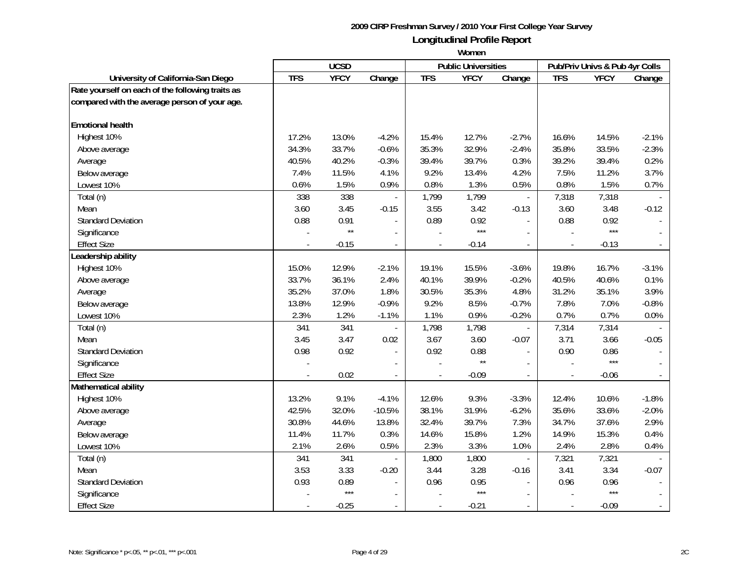**2009 CIRP Freshman Survey / 2010 Your First College Year Survey**

## Longitudinal Profile Report

**Women**

| University of California-San Diego | UCSD | | | Public Universities | | | Pub/Priv Univs & Pub 4yr Colls | | |
|---|---|---|---|---|---|---|---|---|---|
| | TFS | YFCY | Change | TFS | YFCY | Change | TFS | YFCY | Change |
| **Rate yourself on each of the following traits as compared with the average person of your age.** | | | | | | | | | |
| **Emotional health** | | | | | | | | | |
| Highest 10% | 17.2% | 13.0% | -4.2% | 15.4% | 12.7% | -2.7% | 16.6% | 14.5% | -2.1% |
| Above average | 34.3% | 33.7% | -0.6% | 35.3% | 32.9% | -2.4% | 35.8% | 33.5% | -2.3% |
| Average | 40.5% | 40.2% | -0.3% | 39.4% | 39.7% | 0.3% | 39.2% | 39.4% | 0.2% |
| Below average | 7.4% | 11.5% | 4.1% | 9.2% | 13.4% | 4.2% | 7.5% | 11.2% | 3.7% |
| Lowest 10% | 0.6% | 1.5% | 0.9% | 0.8% | 1.3% | 0.5% | 0.8% | 1.5% | 0.7% |
| Total (n) | 338 | 338 | - | 1,799 | 1,799 | - | 7,318 | 7,318 | - |
| Mean | 3.60 | 3.45 | -0.15 | 3.55 | 3.42 | -0.13 | 3.60 | 3.48 | -0.12 |
| Standard Deviation | 0.88 | 0.91 | - | 0.89 | 0.92 | - | 0.88 | 0.92 | - |
| Significance | - | ** | - | - | *** | - | - | *** | - |
| Effect Size | - | -0.15 | - | - | -0.14 | - | - | -0.13 | - |
| **Leadership ability** | | | | | | | | | |
| Highest 10% | 15.0% | 12.9% | -2.1% | 19.1% | 15.5% | -3.6% | 19.8% | 16.7% | -3.1% |
| Above average | 33.7% | 36.1% | 2.4% | 40.1% | 39.9% | -0.2% | 40.5% | 40.6% | 0.1% |
| Average | 35.2% | 37.0% | 1.8% | 30.5% | 35.3% | 4.8% | 31.2% | 35.1% | 3.9% |
| Below average | 13.8% | 12.9% | -0.9% | 9.2% | 8.5% | -0.7% | 7.8% | 7.0% | -0.8% |
| Lowest 10% | 2.3% | 1.2% | -1.1% | 1.1% | 0.9% | -0.2% | 0.7% | 0.7% | 0.0% |
| Total (n) | 341 | 341 | - | 1,798 | 1,798 | - | 7,314 | 7,314 | - |
| Mean | 3.45 | 3.47 | 0.02 | 3.67 | 3.60 | -0.07 | 3.71 | 3.66 | -0.05 |
| Standard Deviation | 0.98 | 0.92 | - | 0.92 | 0.88 | - | 0.90 | 0.86 | - |
| Significance | - | | - | - | ** | - | - | *** | - |
| Effect Size | - | 0.02 | - | - | -0.09 | - | - | -0.06 | - |
| **Mathematical ability** | | | | | | | | | |
| Highest 10% | 13.2% | 9.1% | -4.1% | 12.6% | 9.3% | -3.3% | 12.4% | 10.6% | -1.8% |
| Above average | 42.5% | 32.0% | -10.5% | 38.1% | 31.9% | -6.2% | 35.6% | 33.6% | -2.0% |
| Average | 30.8% | 44.6% | 13.8% | 32.4% | 39.7% | 7.3% | 34.7% | 37.6% | 2.9% |
| Below average | 11.4% | 11.7% | 0.3% | 14.6% | 15.8% | 1.2% | 14.9% | 15.3% | 0.4% |
| Lowest 10% | 2.1% | 2.6% | 0.5% | 2.3% | 3.3% | 1.0% | 2.4% | 2.8% | 0.4% |
| Total (n) | 341 | 341 | - | 1,800 | 1,800 | - | 7,321 | 7,321 | - |
| Mean | 3.53 | 3.33 | -0.20 | 3.44 | 3.28 | -0.16 | 3.41 | 3.34 | -0.07 |
| Standard Deviation | 0.93 | 0.89 | - | 0.96 | 0.95 | - | 0.96 | 0.96 | - |
| Significance | - | *** | - | - | *** | - | - | *** | - |
| Effect Size | - | -0.25 | - | - | -0.21 | - | - | -0.09 | - |

Note: Significance * p<.05, ** p<.01, *** p<.001

2C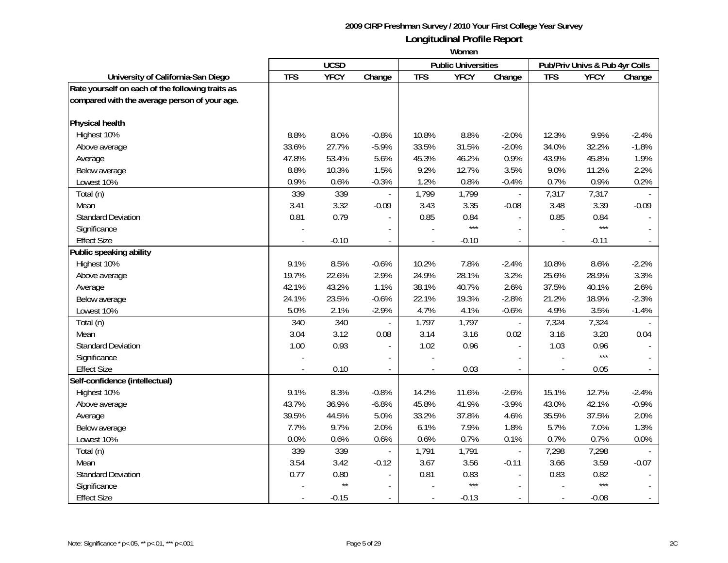**2009 CIRP Freshman Survey / 2010 Your First College Year Survey**

## Longitudinal Profile Report

### Women

| | UCSD | | | Public Universities | | | Pub/Priv Univs & Pub 4yr Colls | | |
|---|---|---|---|---|---|---|---|---|---|
| **University of California-San Diego** | **TFS** | **YFCY** | **Change** | **TFS** | **YFCY** | **Change** | **TFS** | **YFCY** | **Change** |
| **Rate yourself on each of the following traits as compared with the average person of your age.** | | | | | | | | | |
| **Physical health** | | | | | | | | | |
| Highest 10% | 8.8% | 8.0% | -0.8% | 10.8% | 8.8% | -2.0% | 12.3% | 9.9% | -2.4% |
| Above average | 33.6% | 27.7% | -5.9% | 33.5% | 31.5% | -2.0% | 34.0% | 32.2% | -1.8% |
| Average | 47.8% | 53.4% | 5.6% | 45.3% | 46.2% | 0.9% | 43.9% | 45.8% | 1.9% |
| Below average | 8.8% | 10.3% | 1.5% | 9.2% | 12.7% | 3.5% | 9.0% | 11.2% | 2.2% |
| Lowest 10% | 0.9% | 0.6% | -0.3% | 1.2% | 0.8% | -0.4% | 0.7% | 0.9% | 0.2% |
| Total (n) | 339 | 339 | - | 1,799 | 1,799 | - | 7,317 | 7,317 | - |
| Mean | 3.41 | 3.32 | -0.09 | 3.43 | 3.35 | -0.08 | 3.48 | 3.39 | -0.09 |
| Standard Deviation | 0.81 | 0.79 | - | 0.85 | 0.84 | - | 0.85 | 0.84 | - |
| Significance | - | | - | - | *** | - | - | *** | - |
| Effect Size | - | -0.10 | - | - | -0.10 | - | - | -0.11 | - |
| **Public speaking ability** | | | | | | | | | |
| Highest 10% | 9.1% | 8.5% | -0.6% | 10.2% | 7.8% | -2.4% | 10.8% | 8.6% | -2.2% |
| Above average | 19.7% | 22.6% | 2.9% | 24.9% | 28.1% | 3.2% | 25.6% | 28.9% | 3.3% |
| Average | 42.1% | 43.2% | 1.1% | 38.1% | 40.7% | 2.6% | 37.5% | 40.1% | 2.6% |
| Below average | 24.1% | 23.5% | -0.6% | 22.1% | 19.3% | -2.8% | 21.2% | 18.9% | -2.3% |
| Lowest 10% | 5.0% | 2.1% | -2.9% | 4.7% | 4.1% | -0.6% | 4.9% | 3.5% | -1.4% |
| Total (n) | 340 | 340 | - | 1,797 | 1,797 | - | 7,324 | 7,324 | - |
| Mean | 3.04 | 3.12 | 0.08 | 3.14 | 3.16 | 0.02 | 3.16 | 3.20 | 0.04 |
| Standard Deviation | 1.00 | 0.93 | - | 1.02 | 0.96 | - | 1.03 | 0.96 | - |
| Significance | - | | - | - | | - | - | *** | - |
| Effect Size | - | 0.10 | - | - | 0.03 | - | - | 0.05 | - |
| **Self-confidence (intellectual)** | | | | | | | | | |
| Highest 10% | 9.1% | 8.3% | -0.8% | 14.2% | 11.6% | -2.6% | 15.1% | 12.7% | -2.4% |
| Above average | 43.7% | 36.9% | -6.8% | 45.8% | 41.9% | -3.9% | 43.0% | 42.1% | -0.9% |
| Average | 39.5% | 44.5% | 5.0% | 33.2% | 37.8% | 4.6% | 35.5% | 37.5% | 2.0% |
| Below average | 7.7% | 9.7% | 2.0% | 6.1% | 7.9% | 1.8% | 5.7% | 7.0% | 1.3% |
| Lowest 10% | 0.0% | 0.6% | 0.6% | 0.6% | 0.7% | 0.1% | 0.7% | 0.7% | 0.0% |
| Total (n) | 339 | 339 | - | 1,791 | 1,791 | - | 7,298 | 7,298 | - |
| Mean | 3.54 | 3.42 | -0.12 | 3.67 | 3.56 | -0.11 | 3.66 | 3.59 | -0.07 |
| Standard Deviation | 0.77 | 0.80 | - | 0.81 | 0.83 | - | 0.83 | 0.82 | - |
| Significance | - | ** | - | - | *** | - | - | *** | - |
| Effect Size | - | -0.15 | - | - | -0.13 | - | - | -0.08 | - |

Note: Significance * p<.05, ** p<.01, *** p<.001

2C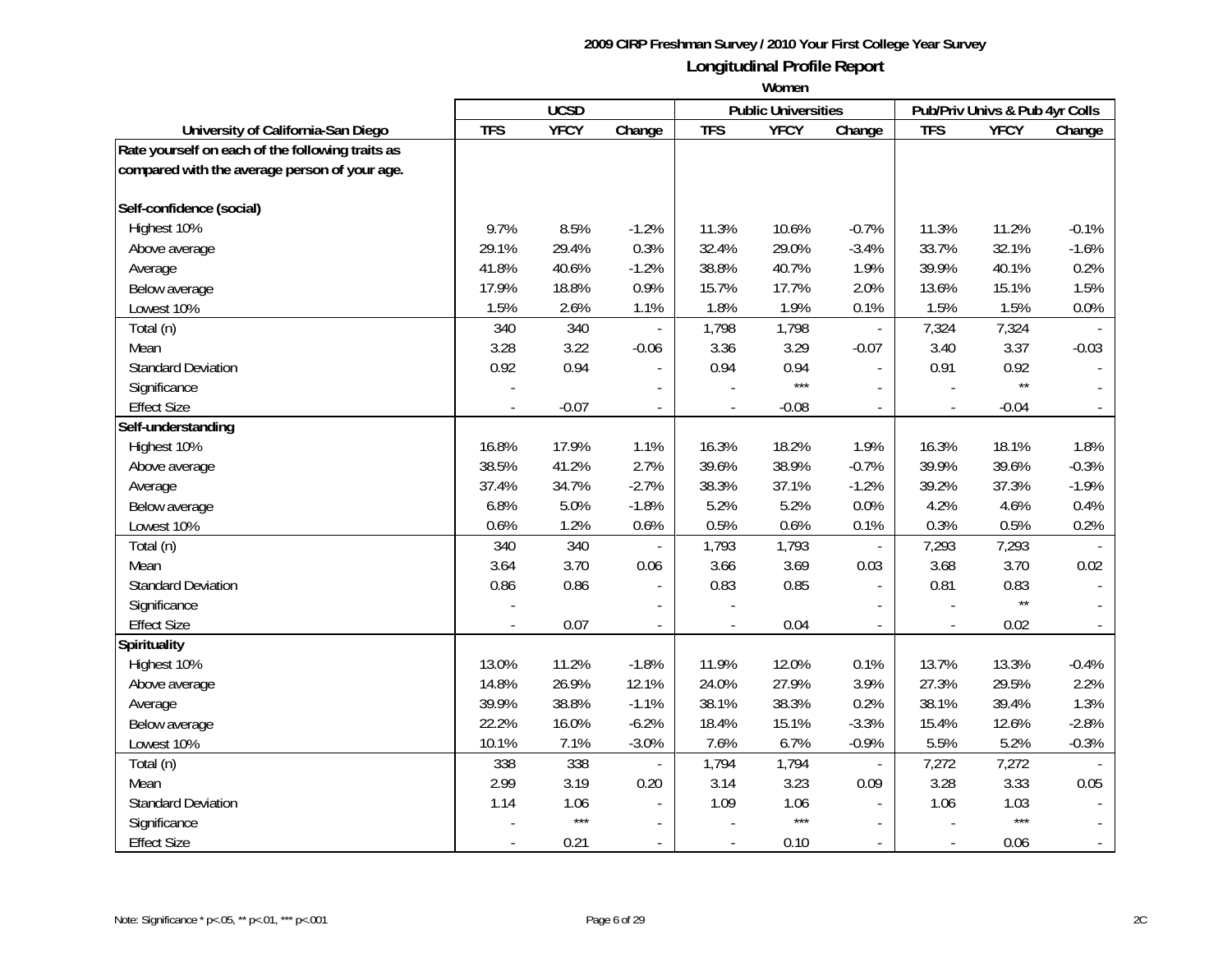**2009 CIRP Freshman Survey / 2010 Your First College Year Survey**

## Longitudinal Profile Report

### Women

| University of California-San Diego | UCSD | | | Public Universities | | | Pub/Priv Univs & Pub 4yr Colls | | |
|---|---|---|---|---|---|---|---|---|---|
| | TFS | YFCY | Change | TFS | YFCY | Change | TFS | YFCY | Change |
| **Rate yourself on each of the following traits as compared with the average person of your age.** | | | | | | | | | |
| **Self-confidence (social)** | | | | | | | | | |
| Highest 10% | 9.7% | 8.5% | -1.2% | 11.3% | 10.6% | -0.7% | 11.3% | 11.2% | -0.1% |
| Above average | 29.1% | 29.4% | 0.3% | 32.4% | 29.0% | -3.4% | 33.7% | 32.1% | -1.6% |
| Average | 41.8% | 40.6% | -1.2% | 38.8% | 40.7% | 1.9% | 39.9% | 40.1% | 0.2% |
| Below average | 17.9% | 18.8% | 0.9% | 15.7% | 17.7% | 2.0% | 13.6% | 15.1% | 1.5% |
| Lowest 10% | 1.5% | 2.6% | 1.1% | 1.8% | 1.9% | 0.1% | 1.5% | 1.5% | 0.0% |
| Total (n) | 340 | 340 | - | 1,798 | 1,798 | - | 7,324 | 7,324 | - |
| Mean | 3.28 | 3.22 | -0.06 | 3.36 | 3.29 | -0.07 | 3.40 | 3.37 | -0.03 |
| Standard Deviation | 0.92 | 0.94 | - | 0.94 | 0.94 | - | 0.91 | 0.92 | - |
| Significance | - | | - | - | *** | - | - | ** | - |
| Effect Size | - | -0.07 | - | - | -0.08 | - | - | -0.04 | - |
| **Self-understanding** | | | | | | | | | |
| Highest 10% | 16.8% | 17.9% | 1.1% | 16.3% | 18.2% | 1.9% | 16.3% | 18.1% | 1.8% |
| Above average | 38.5% | 41.2% | 2.7% | 39.6% | 38.9% | -0.7% | 39.9% | 39.6% | -0.3% |
| Average | 37.4% | 34.7% | -2.7% | 38.3% | 37.1% | -1.2% | 39.2% | 37.3% | -1.9% |
| Below average | 6.8% | 5.0% | -1.8% | 5.2% | 5.2% | 0.0% | 4.2% | 4.6% | 0.4% |
| Lowest 10% | 0.6% | 1.2% | 0.6% | 0.5% | 0.6% | 0.1% | 0.3% | 0.5% | 0.2% |
| Total (n) | 340 | 340 | - | 1,793 | 1,793 | - | 7,293 | 7,293 | - |
| Mean | 3.64 | 3.70 | 0.06 | 3.66 | 3.69 | 0.03 | 3.68 | 3.70 | 0.02 |
| Standard Deviation | 0.86 | 0.86 | - | 0.83 | 0.85 | - | 0.81 | 0.83 | - |
| Significance | - | | - | - | | - | - | ** | - |
| Effect Size | - | 0.07 | - | - | 0.04 | - | - | 0.02 | - |
| **Spirituality** | | | | | | | | | |
| Highest 10% | 13.0% | 11.2% | -1.8% | 11.9% | 12.0% | 0.1% | 13.7% | 13.3% | -0.4% |
| Above average | 14.8% | 26.9% | 12.1% | 24.0% | 27.9% | 3.9% | 27.3% | 29.5% | 2.2% |
| Average | 39.9% | 38.8% | -1.1% | 38.1% | 38.3% | 0.2% | 38.1% | 39.4% | 1.3% |
| Below average | 22.2% | 16.0% | -6.2% | 18.4% | 15.1% | -3.3% | 15.4% | 12.6% | -2.8% |
| Lowest 10% | 10.1% | 7.1% | -3.0% | 7.6% | 6.7% | -0.9% | 5.5% | 5.2% | -0.3% |
| Total (n) | 338 | 338 | - | 1,794 | 1,794 | - | 7,272 | 7,272 | - |
| Mean | 2.99 | 3.19 | 0.20 | 3.14 | 3.23 | 0.09 | 3.28 | 3.33 | 0.05 |
| Standard Deviation | 1.14 | 1.06 | - | 1.09 | 1.06 | - | 1.06 | 1.03 | - |
| Significance | - | *** | - | - | *** | - | - | *** | - |
| Effect Size | - | 0.21 | - | - | 0.10 | - | - | 0.06 | - |

Note: Significance * p<.05, ** p<.01, *** p<.001

2C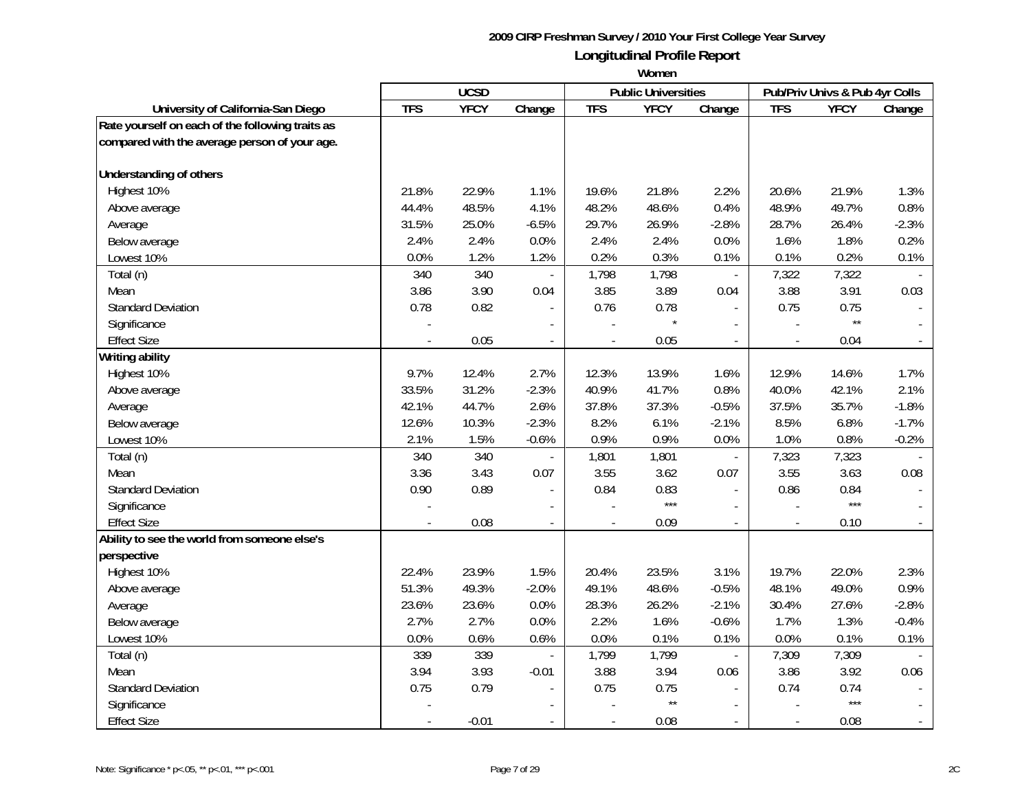**2009 CIRP Freshman Survey / 2010 Your First College Year Survey**

# Longitudinal Profile Report

**Women**

| University of California-San Diego | UCSD | | | Public Universities | | | Pub/Priv Univs & Pub 4yr Colls | | |
|---|---|---|---|---|---|---|---|---|---|
| | **TFS** | **YFCY** | **Change** | **TFS** | **YFCY** | **Change** | **TFS** | **YFCY** | **Change** |
| **Rate yourself on each of the following traits as compared with the average person of your age.** | | | | | | | | | |
| **Understanding of others** | | | | | | | | | |
| Highest 10% | 21.8% | 22.9% | 1.1% | 19.6% | 21.8% | 2.2% | 20.6% | 21.9% | 1.3% |
| Above average | 44.4% | 48.5% | 4.1% | 48.2% | 48.6% | 0.4% | 48.9% | 49.7% | 0.8% |
| Average | 31.5% | 25.0% | -6.5% | 29.7% | 26.9% | -2.8% | 28.7% | 26.4% | -2.3% |
| Below average | 2.4% | 2.4% | 0.0% | 2.4% | 2.4% | 0.0% | 1.6% | 1.8% | 0.2% |
| Lowest 10% | 0.0% | 1.2% | 1.2% | 0.2% | 0.3% | 0.1% | 0.1% | 0.2% | 0.1% |
| Total (n) | 340 | 340 | - | 1,798 | 1,798 | - | 7,322 | 7,322 | - |
| Mean | 3.86 | 3.90 | 0.04 | 3.85 | 3.89 | 0.04 | 3.88 | 3.91 | 0.03 |
| Standard Deviation | 0.78 | 0.82 | - | 0.76 | 0.78 | - | 0.75 | 0.75 | - |
| Significance | - | | - | - | * | - | - | ** | - |
| Effect Size | - | 0.05 | - | - | 0.05 | - | - | 0.04 | - |
| **Writing ability** | | | | | | | | | |
| Highest 10% | 9.7% | 12.4% | 2.7% | 12.3% | 13.9% | 1.6% | 12.9% | 14.6% | 1.7% |
| Above average | 33.5% | 31.2% | -2.3% | 40.9% | 41.7% | 0.8% | 40.0% | 42.1% | 2.1% |
| Average | 42.1% | 44.7% | 2.6% | 37.8% | 37.3% | -0.5% | 37.5% | 35.7% | -1.8% |
| Below average | 12.6% | 10.3% | -2.3% | 8.2% | 6.1% | -2.1% | 8.5% | 6.8% | -1.7% |
| Lowest 10% | 2.1% | 1.5% | -0.6% | 0.9% | 0.9% | 0.0% | 1.0% | 0.8% | -0.2% |
| Total (n) | 340 | 340 | - | 1,801 | 1,801 | - | 7,323 | 7,323 | - |
| Mean | 3.36 | 3.43 | 0.07 | 3.55 | 3.62 | 0.07 | 3.55 | 3.63 | 0.08 |
| Standard Deviation | 0.90 | 0.89 | - | 0.84 | 0.83 | - | 0.86 | 0.84 | - |
| Significance | - | | - | - | *** | - | - | *** | - |
| Effect Size | - | 0.08 | - | - | 0.09 | - | - | 0.10 | - |
| **Ability to see the world from someone else's perspective** | | | | | | | | | |
| Highest 10% | 22.4% | 23.9% | 1.5% | 20.4% | 23.5% | 3.1% | 19.7% | 22.0% | 2.3% |
| Above average | 51.3% | 49.3% | -2.0% | 49.1% | 48.6% | -0.5% | 48.1% | 49.0% | 0.9% |
| Average | 23.6% | 23.6% | 0.0% | 28.3% | 26.2% | -2.1% | 30.4% | 27.6% | -2.8% |
| Below average | 2.7% | 2.7% | 0.0% | 2.2% | 1.6% | -0.6% | 1.7% | 1.3% | -0.4% |
| Lowest 10% | 0.0% | 0.6% | 0.6% | 0.0% | 0.1% | 0.1% | 0.0% | 0.1% | 0.1% |
| Total (n) | 339 | 339 | - | 1,799 | 1,799 | - | 7,309 | 7,309 | - |
| Mean | 3.94 | 3.93 | -0.01 | 3.88 | 3.94 | 0.06 | 3.86 | 3.92 | 0.06 |
| Standard Deviation | 0.75 | 0.79 | - | 0.75 | 0.75 | - | 0.74 | 0.74 | - |
| Significance | - | | - | - | ** | - | - | *** | - |
| Effect Size | - | -0.01 | - | - | 0.08 | - | - | 0.08 | - |

Note: Significance * p<.05, ** p<.01, *** p<.001

2C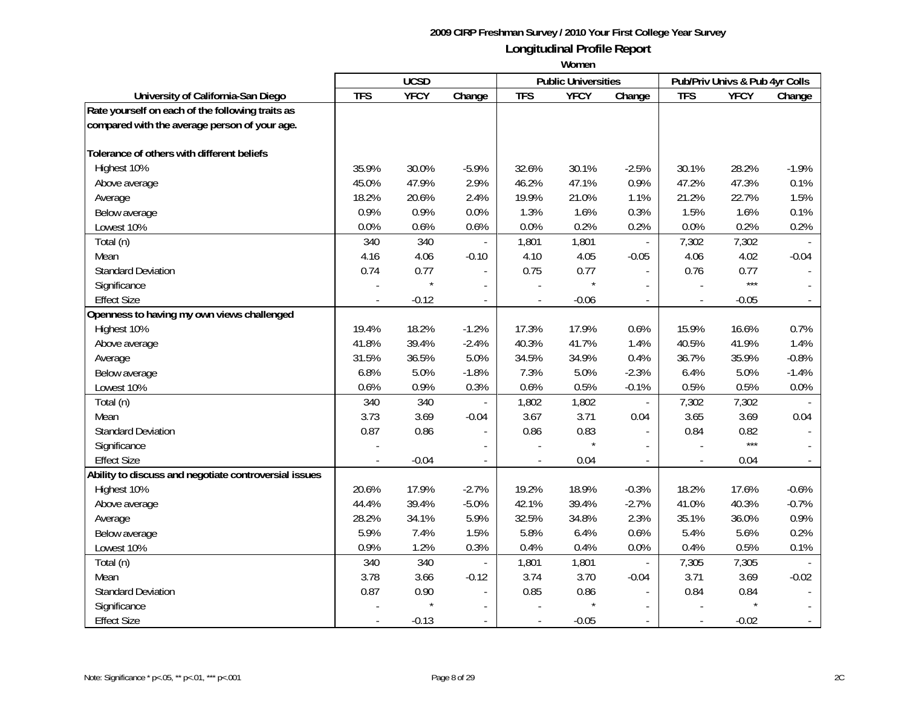# 2009 CIRP Freshman Survey / 2010 Your First College Year Survey

## Longitudinal Profile Report

### Women

| University of California-San Diego | UCSD | | | Public Universities | | | Pub/Priv Univs & Pub 4yr Colls | | |
|---|---|---|---|---|---|---|---|---|---|
| | TFS | YFCY | Change | TFS | YFCY | Change | TFS | YFCY | Change |
| **Rate yourself on each of the following traits as compared with the average person of your age.** | | | | | | | | | |
| **Tolerance of others with different beliefs** | | | | | | | | | |
| Highest 10% | 35.9% | 30.0% | -5.9% | 32.6% | 30.1% | -2.5% | 30.1% | 28.2% | -1.9% |
| Above average | 45.0% | 47.9% | 2.9% | 46.2% | 47.1% | 0.9% | 47.2% | 47.3% | 0.1% |
| Average | 18.2% | 20.6% | 2.4% | 19.9% | 21.0% | 1.1% | 21.2% | 22.7% | 1.5% |
| Below average | 0.9% | 0.9% | 0.0% | 1.3% | 1.6% | 0.3% | 1.5% | 1.6% | 0.1% |
| Lowest 10% | 0.0% | 0.6% | 0.6% | 0.0% | 0.2% | 0.2% | 0.0% | 0.2% | 0.2% |
| Total (n) | 340 | 340 | - | 1,801 | 1,801 | - | 7,302 | 7,302 | - |
| Mean | 4.16 | 4.06 | -0.10 | 4.10 | 4.05 | -0.05 | 4.06 | 4.02 | -0.04 |
| Standard Deviation | 0.74 | 0.77 | - | 0.75 | 0.77 | - | 0.76 | 0.77 | - |
| Significance | - | * | - | - | * | - | - | *** | - |
| Effect Size | - | -0.12 | - | - | -0.06 | - | - | -0.05 | - |
| **Openness to having my own views challenged** | | | | | | | | | |
| Highest 10% | 19.4% | 18.2% | -1.2% | 17.3% | 17.9% | 0.6% | 15.9% | 16.6% | 0.7% |
| Above average | 41.8% | 39.4% | -2.4% | 40.3% | 41.7% | 1.4% | 40.5% | 41.9% | 1.4% |
| Average | 31.5% | 36.5% | 5.0% | 34.5% | 34.9% | 0.4% | 36.7% | 35.9% | -0.8% |
| Below average | 6.8% | 5.0% | -1.8% | 7.3% | 5.0% | -2.3% | 6.4% | 5.0% | -1.4% |
| Lowest 10% | 0.6% | 0.9% | 0.3% | 0.6% | 0.5% | -0.1% | 0.5% | 0.5% | 0.0% |
| Total (n) | 340 | 340 | - | 1,802 | 1,802 | - | 7,302 | 7,302 | - |
| Mean | 3.73 | 3.69 | -0.04 | 3.67 | 3.71 | 0.04 | 3.65 | 3.69 | 0.04 |
| Standard Deviation | 0.87 | 0.86 | - | 0.86 | 0.83 | - | 0.84 | 0.82 | - |
| Significance | - | | - | - | * | - | - | *** | - |
| Effect Size | - | -0.04 | - | - | 0.04 | - | - | 0.04 | - |
| **Ability to discuss and negotiate controversial issues** | | | | | | | | | |
| Highest 10% | 20.6% | 17.9% | -2.7% | 19.2% | 18.9% | -0.3% | 18.2% | 17.6% | -0.6% |
| Above average | 44.4% | 39.4% | -5.0% | 42.1% | 39.4% | -2.7% | 41.0% | 40.3% | -0.7% |
| Average | 28.2% | 34.1% | 5.9% | 32.5% | 34.8% | 2.3% | 35.1% | 36.0% | 0.9% |
| Below average | 5.9% | 7.4% | 1.5% | 5.8% | 6.4% | 0.6% | 5.4% | 5.6% | 0.2% |
| Lowest 10% | 0.9% | 1.2% | 0.3% | 0.4% | 0.4% | 0.0% | 0.4% | 0.5% | 0.1% |
| Total (n) | 340 | 340 | - | 1,801 | 1,801 | - | 7,305 | 7,305 | - |
| Mean | 3.78 | 3.66 | -0.12 | 3.74 | 3.70 | -0.04 | 3.71 | 3.69 | -0.02 |
| Standard Deviation | 0.87 | 0.90 | - | 0.85 | 0.86 | - | 0.84 | 0.84 | - |
| Significance | - | * | - | - | * | - | - | * | - |
| Effect Size | - | -0.13 | - | - | -0.05 | - | - | -0.02 | - |

Note: Significance * p<.05, ** p<.01, *** p<.001

2C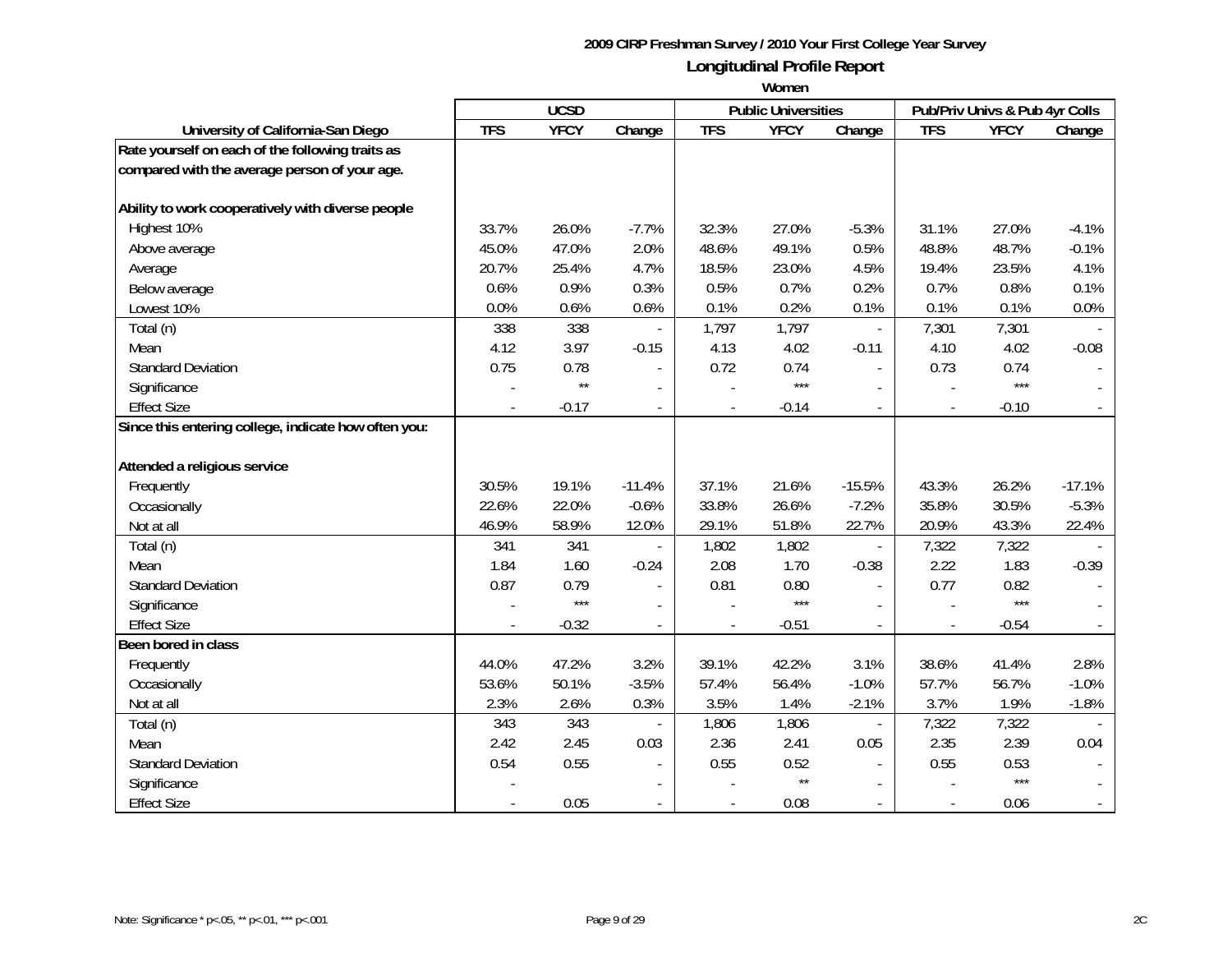**2009 CIRP Freshman Survey / 2010 Your First College Year Survey**

**Longitudinal Profile Report**

**Women**

| | UCSD | | | Public Universities | | | Pub/Priv Univs & Pub 4yr Colls | | |
|---|---|---|---|---|---|---|---|---|---|
| **University of California-San Diego** | **TFS** | **YFCY** | **Change** | **TFS** | **YFCY** | **Change** | **TFS** | **YFCY** | **Change** |
| **Rate yourself on each of the following traits as compared with the average person of your age.** | | | | | | | | | |
| **Ability to work cooperatively with diverse people** | | | | | | | | | |
| Highest 10% | 33.7% | 26.0% | -7.7% | 32.3% | 27.0% | -5.3% | 31.1% | 27.0% | -4.1% |
| Above average | 45.0% | 47.0% | 2.0% | 48.6% | 49.1% | 0.5% | 48.8% | 48.7% | -0.1% |
| Average | 20.7% | 25.4% | 4.7% | 18.5% | 23.0% | 4.5% | 19.4% | 23.5% | 4.1% |
| Below average | 0.6% | 0.9% | 0.3% | 0.5% | 0.7% | 0.2% | 0.7% | 0.8% | 0.1% |
| Lowest 10% | 0.0% | 0.6% | 0.6% | 0.1% | 0.2% | 0.1% | 0.1% | 0.1% | 0.0% |
| Total (n) | 338 | 338 | - | 1,797 | 1,797 | - | 7,301 | 7,301 | - |
| Mean | 4.12 | 3.97 | -0.15 | 4.13 | 4.02 | -0.11 | 4.10 | 4.02 | -0.08 |
| Standard Deviation | 0.75 | 0.78 | - | 0.72 | 0.74 | - | 0.73 | 0.74 | - |
| Significance | - | ** | - | - | *** | - | - | *** | - |
| Effect Size | - | -0.17 | - | - | -0.14 | - | - | -0.10 | - |
| **Since this entering college, indicate how often you:** | | | | | | | | | |
| **Attended a religious service** | | | | | | | | | |
| Frequently | 30.5% | 19.1% | -11.4% | 37.1% | 21.6% | -15.5% | 43.3% | 26.2% | -17.1% |
| Occasionally | 22.6% | 22.0% | -0.6% | 33.8% | 26.6% | -7.2% | 35.8% | 30.5% | -5.3% |
| Not at all | 46.9% | 58.9% | 12.0% | 29.1% | 51.8% | 22.7% | 20.9% | 43.3% | 22.4% |
| Total (n) | 341 | 341 | - | 1,802 | 1,802 | - | 7,322 | 7,322 | - |
| Mean | 1.84 | 1.60 | -0.24 | 2.08 | 1.70 | -0.38 | 2.22 | 1.83 | -0.39 |
| Standard Deviation | 0.87 | 0.79 | - | 0.81 | 0.80 | - | 0.77 | 0.82 | - |
| Significance | - | *** | - | - | *** | - | - | *** | - |
| Effect Size | - | -0.32 | - | - | -0.51 | - | - | -0.54 | - |
| **Been bored in class** | | | | | | | | | |
| Frequently | 44.0% | 47.2% | 3.2% | 39.1% | 42.2% | 3.1% | 38.6% | 41.4% | 2.8% |
| Occasionally | 53.6% | 50.1% | -3.5% | 57.4% | 56.4% | -1.0% | 57.7% | 56.7% | -1.0% |
| Not at all | 2.3% | 2.6% | 0.3% | 3.5% | 1.4% | -2.1% | 3.7% | 1.9% | -1.8% |
| Total (n) | 343 | 343 | - | 1,806 | 1,806 | - | 7,322 | 7,322 | - |
| Mean | 2.42 | 2.45 | 0.03 | 2.36 | 2.41 | 0.05 | 2.35 | 2.39 | 0.04 |
| Standard Deviation | 0.54 | 0.55 | - | 0.55 | 0.52 | - | 0.55 | 0.53 | - |
| Significance | - | | - | - | ** | - | - | *** | - |
| Effect Size | - | 0.05 | - | - | 0.08 | - | - | 0.06 | - |

Note: Significance * p<.05, ** p<.01, *** p<.001

2C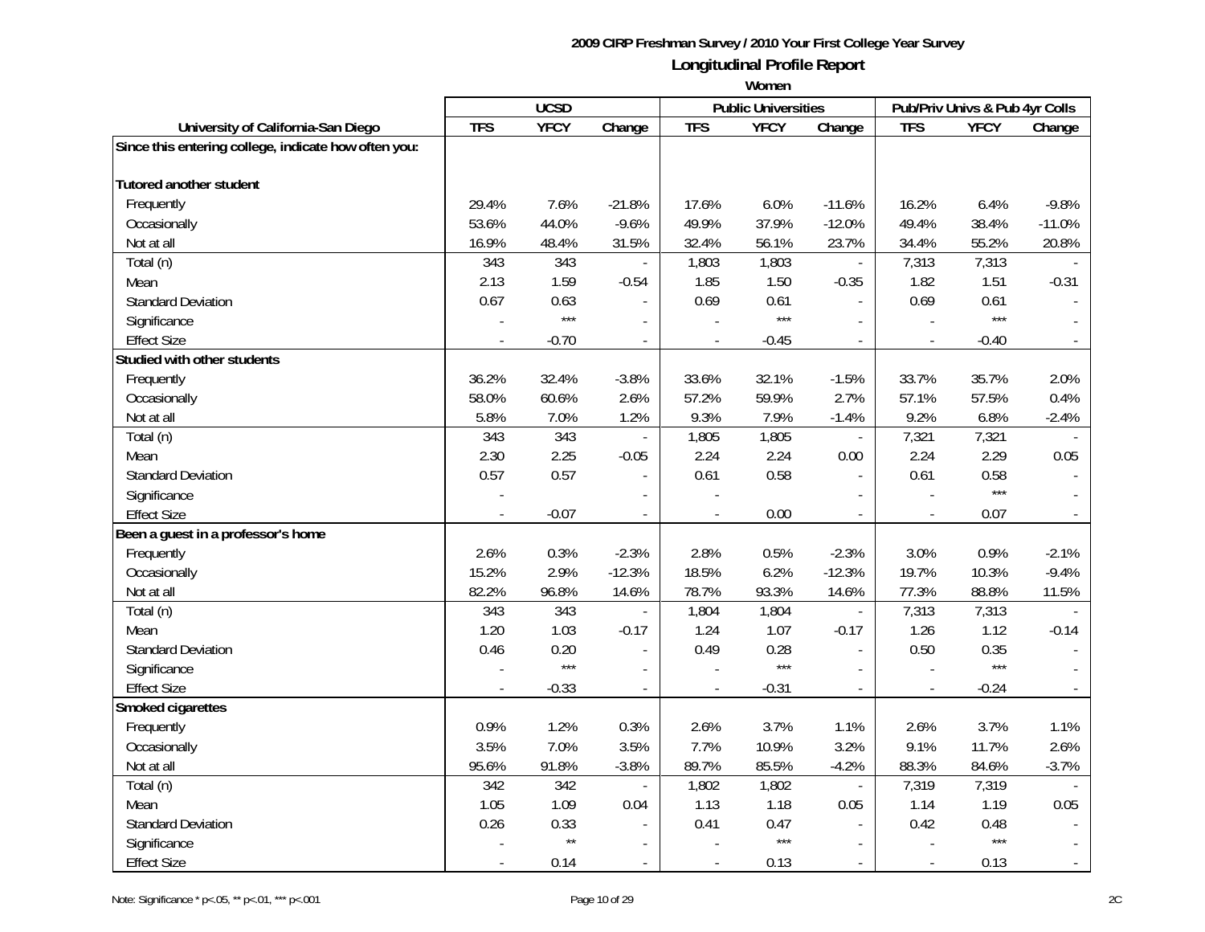**2009 CIRP Freshman Survey / 2010 Your First College Year Survey**

## Longitudinal Profile Report

**Women**

| University of California-San Diego | UCSD | | | Public Universities | | | Pub/Priv Univs & Pub 4yr Colls | | |
|---|---|---|---|---|---|---|---|---|---|
| | TFS | YFCY | Change | TFS | YFCY | Change | TFS | YFCY | Change |
| **Since this entering college, indicate how often you:** | | | | | | | | | |
| **Tutored another student** | | | | | | | | | |
| Frequently | 29.4% | 7.6% | -21.8% | 17.6% | 6.0% | -11.6% | 16.2% | 6.4% | -9.8% |
| Occasionally | 53.6% | 44.0% | -9.6% | 49.9% | 37.9% | -12.0% | 49.4% | 38.4% | -11.0% |
| Not at all | 16.9% | 48.4% | 31.5% | 32.4% | 56.1% | 23.7% | 34.4% | 55.2% | 20.8% |
| Total (n) | 343 | 343 | - | 1,803 | 1,803 | - | 7,313 | 7,313 | - |
| Mean | 2.13 | 1.59 | -0.54 | 1.85 | 1.50 | -0.35 | 1.82 | 1.51 | -0.31 |
| Standard Deviation | 0.67 | 0.63 | - | 0.69 | 0.61 | - | 0.69 | 0.61 | - |
| Significance | - | *** | - | - | *** | - | - | *** | - |
| Effect Size | - | -0.70 | - | - | -0.45 | - | - | -0.40 | - |
| **Studied with other students** | | | | | | | | | |
| Frequently | 36.2% | 32.4% | -3.8% | 33.6% | 32.1% | -1.5% | 33.7% | 35.7% | 2.0% |
| Occasionally | 58.0% | 60.6% | 2.6% | 57.2% | 59.9% | 2.7% | 57.1% | 57.5% | 0.4% |
| Not at all | 5.8% | 7.0% | 1.2% | 9.3% | 7.9% | -1.4% | 9.2% | 6.8% | -2.4% |
| Total (n) | 343 | 343 | - | 1,805 | 1,805 | - | 7,321 | 7,321 | - |
| Mean | 2.30 | 2.25 | -0.05 | 2.24 | 2.24 | 0.00 | 2.24 | 2.29 | 0.05 |
| Standard Deviation | 0.57 | 0.57 | - | 0.61 | 0.58 | - | 0.61 | 0.58 | - |
| Significance | - | | - | - | | - | - | *** | - |
| Effect Size | - | -0.07 | - | - | 0.00 | - | - | 0.07 | - |
| **Been a guest in a professor's home** | | | | | | | | | |
| Frequently | 2.6% | 0.3% | -2.3% | 2.8% | 0.5% | -2.3% | 3.0% | 0.9% | -2.1% |
| Occasionally | 15.2% | 2.9% | -12.3% | 18.5% | 6.2% | -12.3% | 19.7% | 10.3% | -9.4% |
| Not at all | 82.2% | 96.8% | 14.6% | 78.7% | 93.3% | 14.6% | 77.3% | 88.8% | 11.5% |
| Total (n) | 343 | 343 | - | 1,804 | 1,804 | - | 7,313 | 7,313 | - |
| Mean | 1.20 | 1.03 | -0.17 | 1.24 | 1.07 | -0.17 | 1.26 | 1.12 | -0.14 |
| Standard Deviation | 0.46 | 0.20 | - | 0.49 | 0.28 | - | 0.50 | 0.35 | - |
| Significance | - | *** | - | - | *** | - | - | *** | - |
| Effect Size | - | -0.33 | - | - | -0.31 | - | - | -0.24 | - |
| **Smoked cigarettes** | | | | | | | | | |
| Frequently | 0.9% | 1.2% | 0.3% | 2.6% | 3.7% | 1.1% | 2.6% | 3.7% | 1.1% |
| Occasionally | 3.5% | 7.0% | 3.5% | 7.7% | 10.9% | 3.2% | 9.1% | 11.7% | 2.6% |
| Not at all | 95.6% | 91.8% | -3.8% | 89.7% | 85.5% | -4.2% | 88.3% | 84.6% | -3.7% |
| Total (n) | 342 | 342 | - | 1,802 | 1,802 | - | 7,319 | 7,319 | - |
| Mean | 1.05 | 1.09 | 0.04 | 1.13 | 1.18 | 0.05 | 1.14 | 1.19 | 0.05 |
| Standard Deviation | 0.26 | 0.33 | - | 0.41 | 0.47 | - | 0.42 | 0.48 | - |
| Significance | - | ** | - | - | *** | - | - | *** | - |
| Effect Size | - | 0.14 | - | - | 0.13 | - | - | 0.13 | - |

Note: Significance * p<.05, ** p<.01, *** p<.001

2C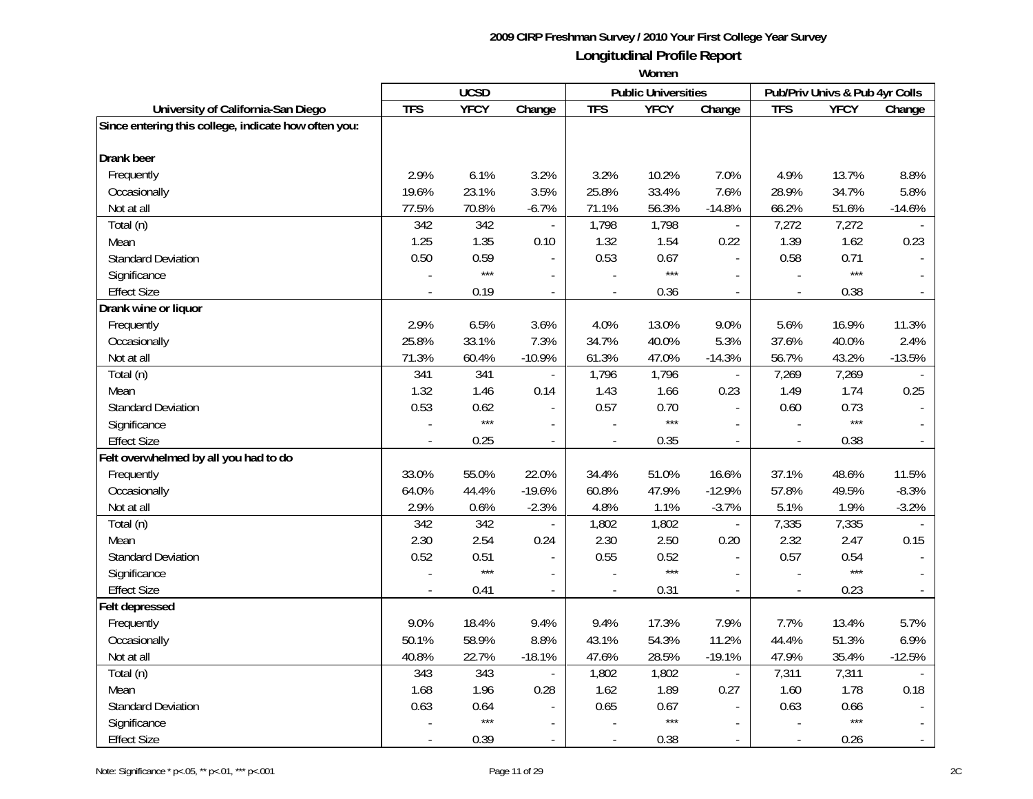**2009 CIRP Freshman Survey / 2010 Your First College Year Survey**

## Longitudinal Profile Report

### Women

| University of California-San Diego | UCSD | | | Public Universities | | | Pub/Priv Univs & Pub 4yr Colls | | |
|---|---|---|---|---|---|---|---|---|---|
| | TFS | YFCY | Change | TFS | YFCY | Change | TFS | YFCY | Change |
| **Since entering this college, indicate how often you:** | | | | | | | | | |
| **Drank beer** | | | | | | | | | |
| Frequently | 2.9% | 6.1% | 3.2% | 3.2% | 10.2% | 7.0% | 4.9% | 13.7% | 8.8% |
| Occasionally | 19.6% | 23.1% | 3.5% | 25.8% | 33.4% | 7.6% | 28.9% | 34.7% | 5.8% |
| Not at all | 77.5% | 70.8% | -6.7% | 71.1% | 56.3% | -14.8% | 66.2% | 51.6% | -14.6% |
| Total (n) | 342 | 342 | - | 1,798 | 1,798 | - | 7,272 | 7,272 | - |
| Mean | 1.25 | 1.35 | 0.10 | 1.32 | 1.54 | 0.22 | 1.39 | 1.62 | 0.23 |
| Standard Deviation | 0.50 | 0.59 | - | 0.53 | 0.67 | - | 0.58 | 0.71 | - |
| Significance | - | *** | - | - | *** | - | - | *** | - |
| Effect Size | - | 0.19 | - | - | 0.36 | - | - | 0.38 | - |
| **Drank wine or liquor** | | | | | | | | | |
| Frequently | 2.9% | 6.5% | 3.6% | 4.0% | 13.0% | 9.0% | 5.6% | 16.9% | 11.3% |
| Occasionally | 25.8% | 33.1% | 7.3% | 34.7% | 40.0% | 5.3% | 37.6% | 40.0% | 2.4% |
| Not at all | 71.3% | 60.4% | -10.9% | 61.3% | 47.0% | -14.3% | 56.7% | 43.2% | -13.5% |
| Total (n) | 341 | 341 | - | 1,796 | 1,796 | - | 7,269 | 7,269 | - |
| Mean | 1.32 | 1.46 | 0.14 | 1.43 | 1.66 | 0.23 | 1.49 | 1.74 | 0.25 |
| Standard Deviation | 0.53 | 0.62 | - | 0.57 | 0.70 | - | 0.60 | 0.73 | - |
| Significance | - | *** | - | - | *** | - | - | *** | - |
| Effect Size | - | 0.25 | - | - | 0.35 | - | - | 0.38 | - |
| **Felt overwhelmed by all you had to do** | | | | | | | | | |
| Frequently | 33.0% | 55.0% | 22.0% | 34.4% | 51.0% | 16.6% | 37.1% | 48.6% | 11.5% |
| Occasionally | 64.0% | 44.4% | -19.6% | 60.8% | 47.9% | -12.9% | 57.8% | 49.5% | -8.3% |
| Not at all | 2.9% | 0.6% | -2.3% | 4.8% | 1.1% | -3.7% | 5.1% | 1.9% | -3.2% |
| Total (n) | 342 | 342 | - | 1,802 | 1,802 | - | 7,335 | 7,335 | - |
| Mean | 2.30 | 2.54 | 0.24 | 2.30 | 2.50 | 0.20 | 2.32 | 2.47 | 0.15 |
| Standard Deviation | 0.52 | 0.51 | - | 0.55 | 0.52 | - | 0.57 | 0.54 | - |
| Significance | - | *** | - | - | *** | - | - | *** | - |
| Effect Size | - | 0.41 | - | - | 0.31 | - | - | 0.23 | - |
| **Felt depressed** | | | | | | | | | |
| Frequently | 9.0% | 18.4% | 9.4% | 9.4% | 17.3% | 7.9% | 7.7% | 13.4% | 5.7% |
| Occasionally | 50.1% | 58.9% | 8.8% | 43.1% | 54.3% | 11.2% | 44.4% | 51.3% | 6.9% |
| Not at all | 40.8% | 22.7% | -18.1% | 47.6% | 28.5% | -19.1% | 47.9% | 35.4% | -12.5% |
| Total (n) | 343 | 343 | - | 1,802 | 1,802 | - | 7,311 | 7,311 | - |
| Mean | 1.68 | 1.96 | 0.28 | 1.62 | 1.89 | 0.27 | 1.60 | 1.78 | 0.18 |
| Standard Deviation | 0.63 | 0.64 | - | 0.65 | 0.67 | - | 0.63 | 0.66 | - |
| Significance | - | *** | - | - | *** | - | - | *** | - |
| Effect Size | - | 0.39 | - | - | 0.38 | - | - | 0.26 | - |

Note: Significance * p<.05, ** p<.01, *** p<.001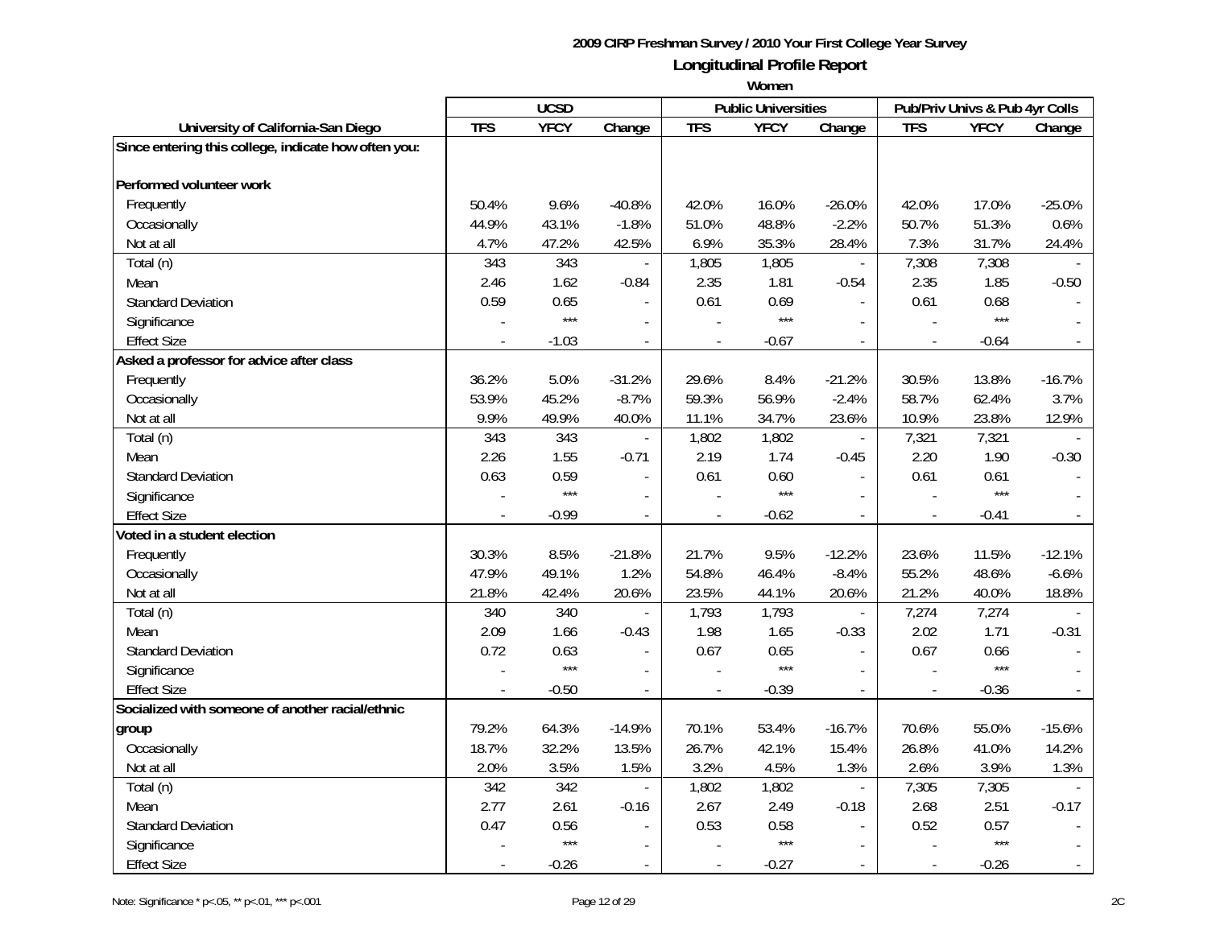**2009 CIRP Freshman Survey / 2010 Your First College Year Survey**

## Longitudinal Profile Report

### Women

| University of California-San Diego | UCSD | | | Public Universities | | | Pub/Priv Univs & Pub 4yr Colls | | |
|---|---|---|---|---|---|---|---|---|---|
| | TFS | YFCY | Change | TFS | YFCY | Change | TFS | YFCY | Change |
| **Since entering this college, indicate how often you:** | | | | | | | | | |
| **Performed volunteer work** | | | | | | | | | |
| Frequently | 50.4% | 9.6% | -40.8% | 42.0% | 16.0% | -26.0% | 42.0% | 17.0% | -25.0% |
| Occasionally | 44.9% | 43.1% | -1.8% | 51.0% | 48.8% | -2.2% | 50.7% | 51.3% | 0.6% |
| Not at all | 4.7% | 47.2% | 42.5% | 6.9% | 35.3% | 28.4% | 7.3% | 31.7% | 24.4% |
| Total (n) | 343 | 343 | - | 1,805 | 1,805 | - | 7,308 | 7,308 | - |
| Mean | 2.46 | 1.62 | -0.84 | 2.35 | 1.81 | -0.54 | 2.35 | 1.85 | -0.50 |
| Standard Deviation | 0.59 | 0.65 | - | 0.61 | 0.69 | - | 0.61 | 0.68 | - |
| Significance | - | *** | - | - | *** | - | - | *** | - |
| Effect Size | - | -1.03 | - | - | -0.67 | - | - | -0.64 | - |
| **Asked a professor for advice after class** | | | | | | | | | |
| Frequently | 36.2% | 5.0% | -31.2% | 29.6% | 8.4% | -21.2% | 30.5% | 13.8% | -16.7% |
| Occasionally | 53.9% | 45.2% | -8.7% | 59.3% | 56.9% | -2.4% | 58.7% | 62.4% | 3.7% |
| Not at all | 9.9% | 49.9% | 40.0% | 11.1% | 34.7% | 23.6% | 10.9% | 23.8% | 12.9% |
| Total (n) | 343 | 343 | - | 1,802 | 1,802 | - | 7,321 | 7,321 | - |
| Mean | 2.26 | 1.55 | -0.71 | 2.19 | 1.74 | -0.45 | 2.20 | 1.90 | -0.30 |
| Standard Deviation | 0.63 | 0.59 | - | 0.61 | 0.60 | - | 0.61 | 0.61 | - |
| Significance | - | *** | - | - | *** | - | - | *** | - |
| Effect Size | - | -0.99 | - | - | -0.62 | - | - | -0.41 | - |
| **Voted in a student election** | | | | | | | | | |
| Frequently | 30.3% | 8.5% | -21.8% | 21.7% | 9.5% | -12.2% | 23.6% | 11.5% | -12.1% |
| Occasionally | 47.9% | 49.1% | 1.2% | 54.8% | 46.4% | -8.4% | 55.2% | 48.6% | -6.6% |
| Not at all | 21.8% | 42.4% | 20.6% | 23.5% | 44.1% | 20.6% | 21.2% | 40.0% | 18.8% |
| Total (n) | 340 | 340 | - | 1,793 | 1,793 | - | 7,274 | 7,274 | - |
| Mean | 2.09 | 1.66 | -0.43 | 1.98 | 1.65 | -0.33 | 2.02 | 1.71 | -0.31 |
| Standard Deviation | 0.72 | 0.63 | - | 0.67 | 0.65 | - | 0.67 | 0.66 | - |
| Significance | - | *** | - | - | *** | - | - | *** | - |
| Effect Size | - | -0.50 | - | - | -0.39 | - | - | -0.36 | - |
| **Socialized with someone of another racial/ethnic group** | | | | | | | | | |
| Frequently | 79.2% | 64.3% | -14.9% | 70.1% | 53.4% | -16.7% | 70.6% | 55.0% | -15.6% |
| Occasionally | 18.7% | 32.2% | 13.5% | 26.7% | 42.1% | 15.4% | 26.8% | 41.0% | 14.2% |
| Not at all | 2.0% | 3.5% | 1.5% | 3.2% | 4.5% | 1.3% | 2.6% | 3.9% | 1.3% |
| Total (n) | 342 | 342 | - | 1,802 | 1,802 | - | 7,305 | 7,305 | - |
| Mean | 2.77 | 2.61 | -0.16 | 2.67 | 2.49 | -0.18 | 2.68 | 2.51 | -0.17 |
| Standard Deviation | 0.47 | 0.56 | - | 0.53 | 0.58 | - | 0.52 | 0.57 | - |
| Significance | - | *** | - | - | *** | - | - | *** | - |
| Effect Size | - | -0.26 | - | - | -0.27 | - | - | -0.26 | - |

Note: Significance * p<.05, ** p<.01, *** p<.001

2C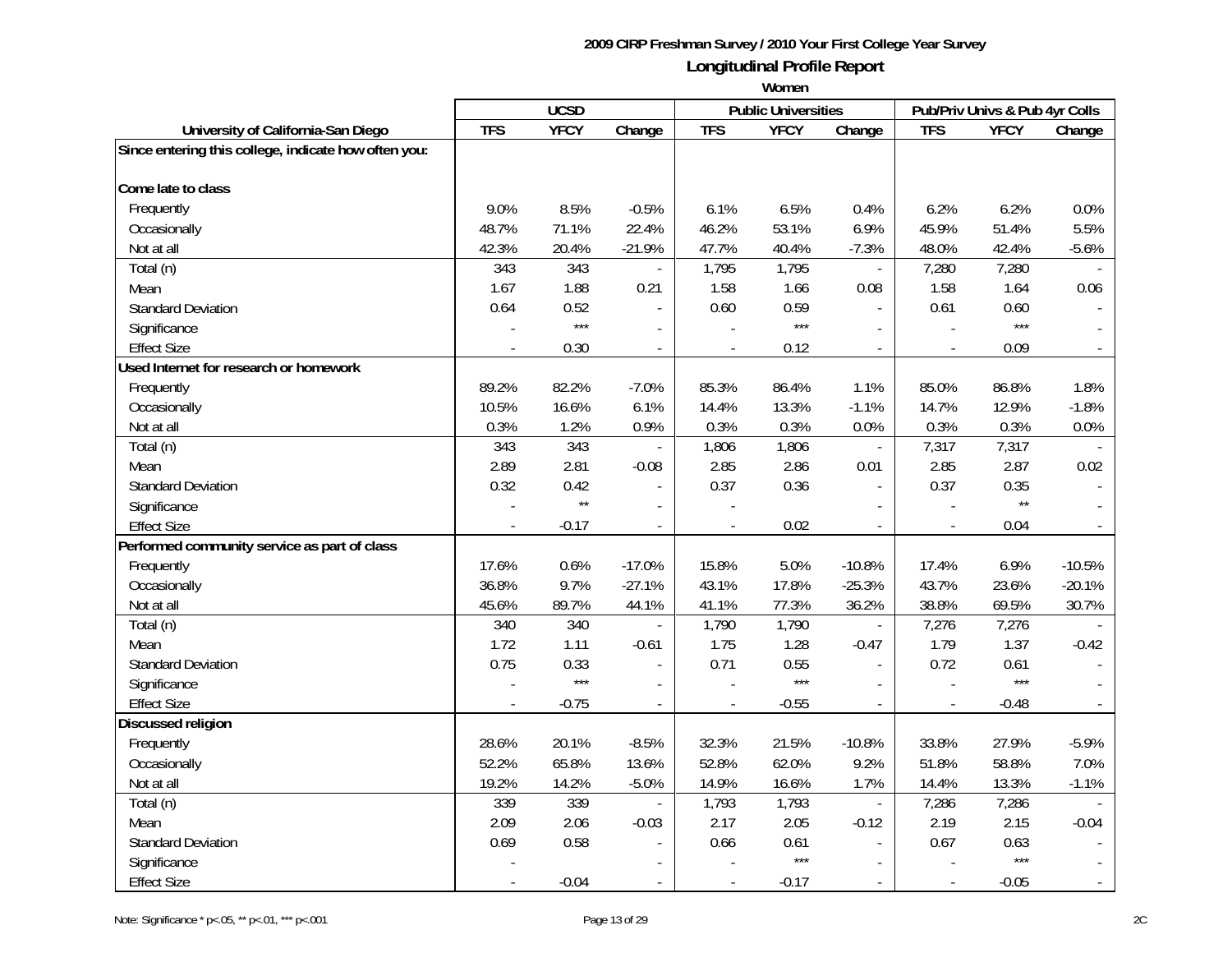**2009 CIRP Freshman Survey / 2010 Your First College Year Survey**

## Longitudinal Profile Report

### Women

| | UCSD | | | Public Universities | | | Pub/Priv Univs & Pub 4yr Colls | | |
|---|---|---|---|---|---|---|---|---|---|
| **University of California-San Diego** | **TFS** | **YFCY** | **Change** | **TFS** | **YFCY** | **Change** | **TFS** | **YFCY** | **Change** |
| **Since entering this college, indicate how often you:** | | | | | | | | | |
| **Come late to class** | | | | | | | | | |
| Frequently | 9.0% | 8.5% | -0.5% | 6.1% | 6.5% | 0.4% | 6.2% | 6.2% | 0.0% |
| Occasionally | 48.7% | 71.1% | 22.4% | 46.2% | 53.1% | 6.9% | 45.9% | 51.4% | 5.5% |
| Not at all | 42.3% | 20.4% | -21.9% | 47.7% | 40.4% | -7.3% | 48.0% | 42.4% | -5.6% |
| Total (n) | 343 | 343 | - | 1,795 | 1,795 | - | 7,280 | 7,280 | - |
| Mean | 1.67 | 1.88 | 0.21 | 1.58 | 1.66 | 0.08 | 1.58 | 1.64 | 0.06 |
| Standard Deviation | 0.64 | 0.52 | - | 0.60 | 0.59 | - | 0.61 | 0.60 | - |
| Significance | - | *** | - | - | *** | - | - | *** | - |
| Effect Size | - | 0.30 | - | - | 0.12 | - | - | 0.09 | - |
| **Used Internet for research or homework** | | | | | | | | | |
| Frequently | 89.2% | 82.2% | -7.0% | 85.3% | 86.4% | 1.1% | 85.0% | 86.8% | 1.8% |
| Occasionally | 10.5% | 16.6% | 6.1% | 14.4% | 13.3% | -1.1% | 14.7% | 12.9% | -1.8% |
| Not at all | 0.3% | 1.2% | 0.9% | 0.3% | 0.3% | 0.0% | 0.3% | 0.3% | 0.0% |
| Total (n) | 343 | 343 | - | 1,806 | 1,806 | - | 7,317 | 7,317 | - |
| Mean | 2.89 | 2.81 | -0.08 | 2.85 | 2.86 | 0.01 | 2.85 | 2.87 | 0.02 |
| Standard Deviation | 0.32 | 0.42 | - | 0.37 | 0.36 | - | 0.37 | 0.35 | - |
| Significance | - | ** | - | - | | - | - | ** | - |
| Effect Size | - | -0.17 | - | - | 0.02 | - | - | 0.04 | - |
| **Performed community service as part of class** | | | | | | | | | |
| Frequently | 17.6% | 0.6% | -17.0% | 15.8% | 5.0% | -10.8% | 17.4% | 6.9% | -10.5% |
| Occasionally | 36.8% | 9.7% | -27.1% | 43.1% | 17.8% | -25.3% | 43.7% | 23.6% | -20.1% |
| Not at all | 45.6% | 89.7% | 44.1% | 41.1% | 77.3% | 36.2% | 38.8% | 69.5% | 30.7% |
| Total (n) | 340 | 340 | - | 1,790 | 1,790 | - | 7,276 | 7,276 | - |
| Mean | 1.72 | 1.11 | -0.61 | 1.75 | 1.28 | -0.47 | 1.79 | 1.37 | -0.42 |
| Standard Deviation | 0.75 | 0.33 | - | 0.71 | 0.55 | - | 0.72 | 0.61 | - |
| Significance | - | *** | - | - | *** | - | - | *** | - |
| Effect Size | - | -0.75 | - | - | -0.55 | - | - | -0.48 | - |
| **Discussed religion** | | | | | | | | | |
| Frequently | 28.6% | 20.1% | -8.5% | 32.3% | 21.5% | -10.8% | 33.8% | 27.9% | -5.9% |
| Occasionally | 52.2% | 65.8% | 13.6% | 52.8% | 62.0% | 9.2% | 51.8% | 58.8% | 7.0% |
| Not at all | 19.2% | 14.2% | -5.0% | 14.9% | 16.6% | 1.7% | 14.4% | 13.3% | -1.1% |
| Total (n) | 339 | 339 | - | 1,793 | 1,793 | - | 7,286 | 7,286 | - |
| Mean | 2.09 | 2.06 | -0.03 | 2.17 | 2.05 | -0.12 | 2.19 | 2.15 | -0.04 |
| Standard Deviation | 0.69 | 0.58 | - | 0.66 | 0.61 | - | 0.67 | 0.63 | - |
| Significance | - | | - | - | *** | - | - | *** | - |
| Effect Size | - | -0.04 | - | - | -0.17 | - | - | -0.05 | - |

Note: Significance * p<.05, ** p<.01, *** p<.001

2C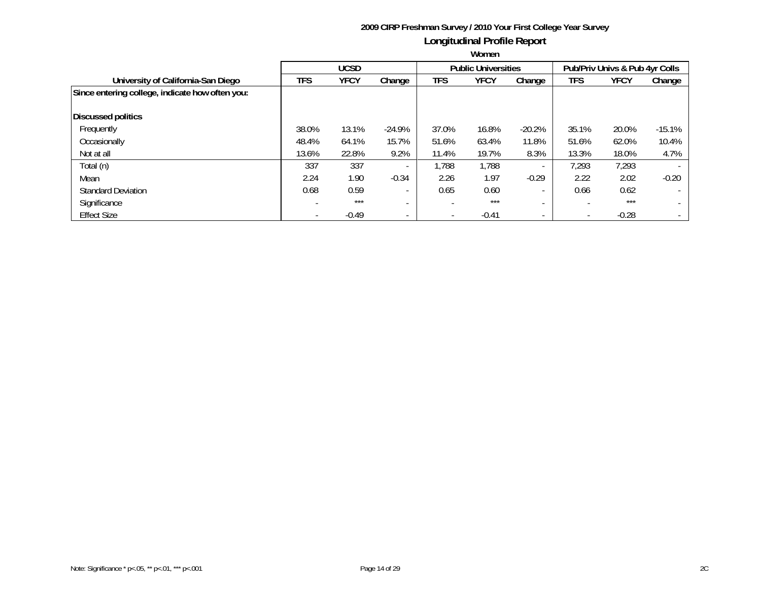**2009 CIRP Freshman Survey / 2010 Your First College Year Survey**

## Longitudinal Profile Report

**Women**

| | UCSD | | | Public Universities | | | Pub/Priv Univs & Pub 4yr Colls | | |
|---|---|---|---|---|---|---|---|---|---|
| **University of California-San Diego** | **TFS** | **YFCY** | **Change** | **TFS** | **YFCY** | **Change** | **TFS** | **YFCY** | **Change** |
| **Since entering college, indicate how often you:** | | | | | | | | | |
| **Discussed politics** | | | | | | | | | |
| Frequently | 38.0% | 13.1% | -24.9% | 37.0% | 16.8% | -20.2% | 35.1% | 20.0% | -15.1% |
| Occasionally | 48.4% | 64.1% | 15.7% | 51.6% | 63.4% | 11.8% | 51.6% | 62.0% | 10.4% |
| Not at all | 13.6% | 22.8% | 9.2% | 11.4% | 19.7% | 8.3% | 13.3% | 18.0% | 4.7% |
| Total (n) | 337 | 337 | - | 1,788 | 1,788 | - | 7,293 | 7,293 | - |
| Mean | 2.24 | 1.90 | -0.34 | 2.26 | 1.97 | -0.29 | 2.22 | 2.02 | -0.20 |
| Standard Deviation | 0.68 | 0.59 | - | 0.65 | 0.60 | - | 0.66 | 0.62 | - |
| Significance | - | *** | - | - | *** | - | - | *** | - |
| Effect Size | - | -0.49 | - | - | -0.41 | - | - | -0.28 | - |

Note: Significance * p<.05, ** p<.01, *** p<.001

2C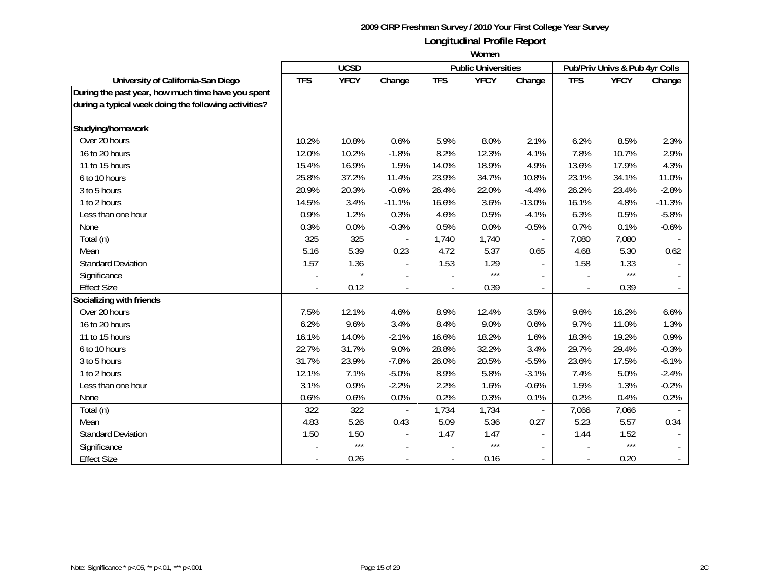**2009 CIRP Freshman Survey / 2010 Your First College Year Survey**

**Longitudinal Profile Report**

**Women**

| | UCSD | | | Public Universities | | | Pub/Priv Univs & Pub 4yr Colls | | |
|---|---|---|---|---|---|---|---|---|---|
| **University of California-San Diego** | **TFS** | **YFCY** | **Change** | **TFS** | **YFCY** | **Change** | **TFS** | **YFCY** | **Change** |
| **During the past year, how much time have you spent during a typical week doing the following activities?** | | | | | | | | | |
| **Studying/homework** | | | | | | | | | |
| Over 20 hours | 10.2% | 10.8% | 0.6% | 5.9% | 8.0% | 2.1% | 6.2% | 8.5% | 2.3% |
| 16 to 20 hours | 12.0% | 10.2% | -1.8% | 8.2% | 12.3% | 4.1% | 7.8% | 10.7% | 2.9% |
| 11 to 15 hours | 15.4% | 16.9% | 1.5% | 14.0% | 18.9% | 4.9% | 13.6% | 17.9% | 4.3% |
| 6 to 10 hours | 25.8% | 37.2% | 11.4% | 23.9% | 34.7% | 10.8% | 23.1% | 34.1% | 11.0% |
| 3 to 5 hours | 20.9% | 20.3% | -0.6% | 26.4% | 22.0% | -4.4% | 26.2% | 23.4% | -2.8% |
| 1 to 2 hours | 14.5% | 3.4% | -11.1% | 16.6% | 3.6% | -13.0% | 16.1% | 4.8% | -11.3% |
| Less than one hour | 0.9% | 1.2% | 0.3% | 4.6% | 0.5% | -4.1% | 6.3% | 0.5% | -5.8% |
| None | 0.3% | 0.0% | -0.3% | 0.5% | 0.0% | -0.5% | 0.7% | 0.1% | -0.6% |
| Total (n) | 325 | 325 | - | 1,740 | 1,740 | - | 7,080 | 7,080 | - |
| Mean | 5.16 | 5.39 | 0.23 | 4.72 | 5.37 | 0.65 | 4.68 | 5.30 | 0.62 |
| Standard Deviation | 1.57 | 1.36 | - | 1.53 | 1.29 | - | 1.58 | 1.33 | - |
| Significance | - | * | - | - | *** | - | - | *** | - |
| Effect Size | - | 0.12 | - | - | 0.39 | - | - | 0.39 | - |
| **Socializing with friends** | | | | | | | | | |
| Over 20 hours | 7.5% | 12.1% | 4.6% | 8.9% | 12.4% | 3.5% | 9.6% | 16.2% | 6.6% |
| 16 to 20 hours | 6.2% | 9.6% | 3.4% | 8.4% | 9.0% | 0.6% | 9.7% | 11.0% | 1.3% |
| 11 to 15 hours | 16.1% | 14.0% | -2.1% | 16.6% | 18.2% | 1.6% | 18.3% | 19.2% | 0.9% |
| 6 to 10 hours | 22.7% | 31.7% | 9.0% | 28.8% | 32.2% | 3.4% | 29.7% | 29.4% | -0.3% |
| 3 to 5 hours | 31.7% | 23.9% | -7.8% | 26.0% | 20.5% | -5.5% | 23.6% | 17.5% | -6.1% |
| 1 to 2 hours | 12.1% | 7.1% | -5.0% | 8.9% | 5.8% | -3.1% | 7.4% | 5.0% | -2.4% |
| Less than one hour | 3.1% | 0.9% | -2.2% | 2.2% | 1.6% | -0.6% | 1.5% | 1.3% | -0.2% |
| None | 0.6% | 0.6% | 0.0% | 0.2% | 0.3% | 0.1% | 0.2% | 0.4% | 0.2% |
| Total (n) | 322 | 322 | - | 1,734 | 1,734 | - | 7,066 | 7,066 | - |
| Mean | 4.83 | 5.26 | 0.43 | 5.09 | 5.36 | 0.27 | 5.23 | 5.57 | 0.34 |
| Standard Deviation | 1.50 | 1.50 | - | 1.47 | 1.47 | - | 1.44 | 1.52 | - |
| Significance | - | *** | - | - | *** | - | - | *** | - |
| Effect Size | - | 0.26 | - | - | 0.16 | - | - | 0.20 | - |

Note: Significance * p<.05, ** p<.01, *** p<.001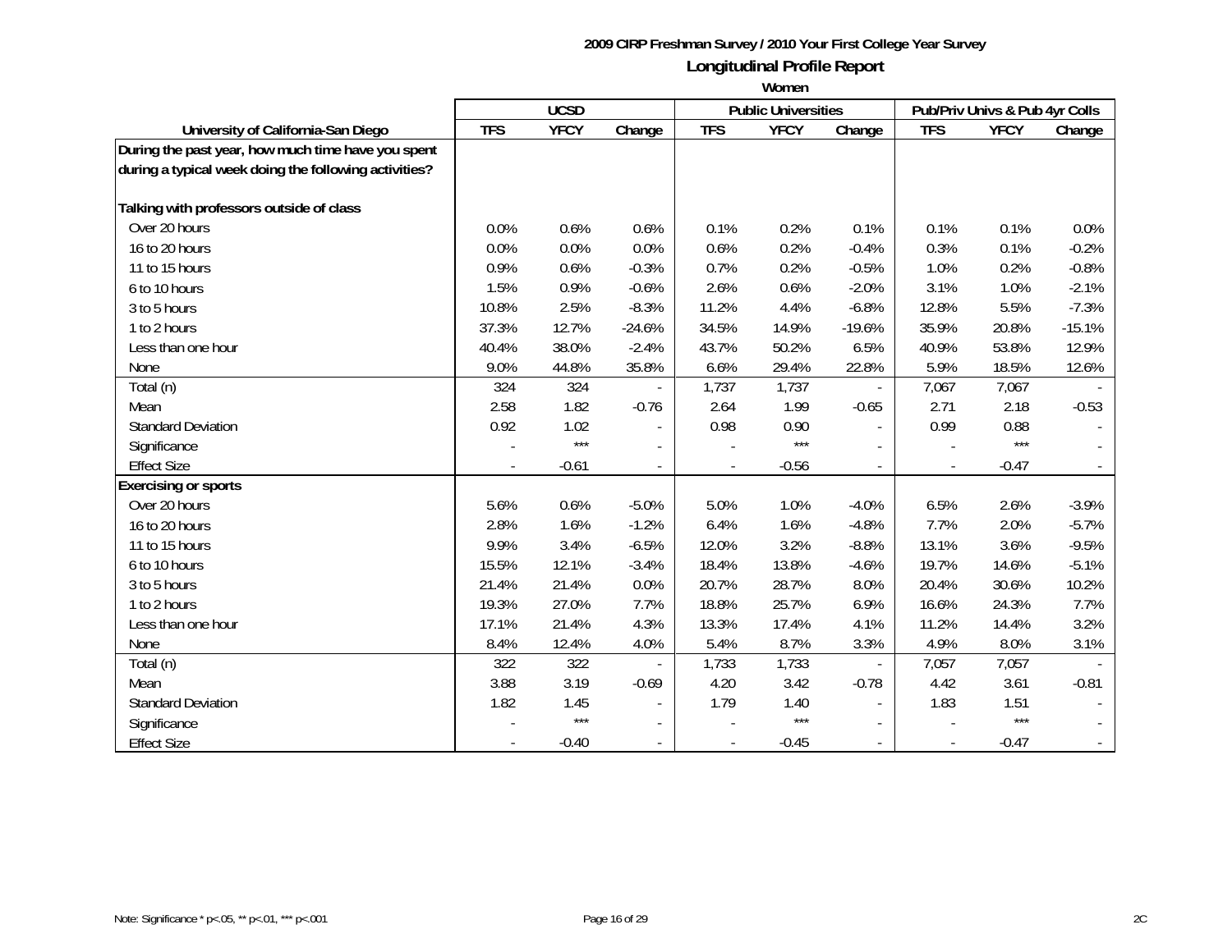**2009 CIRP Freshman Survey / 2010 Your First College Year Survey**

## Longitudinal Profile Report

### Women

| University of California-San Diego | UCSD | | | Public Universities | | | Pub/Priv Univs & Pub 4yr Colls | | |
|---|---|---|---|---|---|---|---|---|---|
| | TFS | YFCY | Change | TFS | YFCY | Change | TFS | YFCY | Change |
| **During the past year, how much time have you spent during a typical week doing the following activities?** | | | | | | | | | |
| **Talking with professors outside of class** | | | | | | | | | |
| Over 20 hours | 0.0% | 0.6% | 0.6% | 0.1% | 0.2% | 0.1% | 0.1% | 0.1% | 0.0% |
| 16 to 20 hours | 0.0% | 0.0% | 0.0% | 0.6% | 0.2% | -0.4% | 0.3% | 0.1% | -0.2% |
| 11 to 15 hours | 0.9% | 0.6% | -0.3% | 0.7% | 0.2% | -0.5% | 1.0% | 0.2% | -0.8% |
| 6 to 10 hours | 1.5% | 0.9% | -0.6% | 2.6% | 0.6% | -2.0% | 3.1% | 1.0% | -2.1% |
| 3 to 5 hours | 10.8% | 2.5% | -8.3% | 11.2% | 4.4% | -6.8% | 12.8% | 5.5% | -7.3% |
| 1 to 2 hours | 37.3% | 12.7% | -24.6% | 34.5% | 14.9% | -19.6% | 35.9% | 20.8% | -15.1% |
| Less than one hour | 40.4% | 38.0% | -2.4% | 43.7% | 50.2% | 6.5% | 40.9% | 53.8% | 12.9% |
| None | 9.0% | 44.8% | 35.8% | 6.6% | 29.4% | 22.8% | 5.9% | 18.5% | 12.6% |
| Total (n) | 324 | 324 | - | 1,737 | 1,737 | - | 7,067 | 7,067 | - |
| Mean | 2.58 | 1.82 | -0.76 | 2.64 | 1.99 | -0.65 | 2.71 | 2.18 | -0.53 |
| Standard Deviation | 0.92 | 1.02 | - | 0.98 | 0.90 | - | 0.99 | 0.88 | - |
| Significance | - | *** | - | - | *** | - | - | *** | - |
| Effect Size | - | -0.61 | - | - | -0.56 | - | - | -0.47 | - |
| **Exercising or sports** | | | | | | | | | |
| Over 20 hours | 5.6% | 0.6% | -5.0% | 5.0% | 1.0% | -4.0% | 6.5% | 2.6% | -3.9% |
| 16 to 20 hours | 2.8% | 1.6% | -1.2% | 6.4% | 1.6% | -4.8% | 7.7% | 2.0% | -5.7% |
| 11 to 15 hours | 9.9% | 3.4% | -6.5% | 12.0% | 3.2% | -8.8% | 13.1% | 3.6% | -9.5% |
| 6 to 10 hours | 15.5% | 12.1% | -3.4% | 18.4% | 13.8% | -4.6% | 19.7% | 14.6% | -5.1% |
| 3 to 5 hours | 21.4% | 21.4% | 0.0% | 20.7% | 28.7% | 8.0% | 20.4% | 30.6% | 10.2% |
| 1 to 2 hours | 19.3% | 27.0% | 7.7% | 18.8% | 25.7% | 6.9% | 16.6% | 24.3% | 7.7% |
| Less than one hour | 17.1% | 21.4% | 4.3% | 13.3% | 17.4% | 4.1% | 11.2% | 14.4% | 3.2% |
| None | 8.4% | 12.4% | 4.0% | 5.4% | 8.7% | 3.3% | 4.9% | 8.0% | 3.1% |
| Total (n) | 322 | 322 | - | 1,733 | 1,733 | - | 7,057 | 7,057 | - |
| Mean | 3.88 | 3.19 | -0.69 | 4.20 | 3.42 | -0.78 | 4.42 | 3.61 | -0.81 |
| Standard Deviation | 1.82 | 1.45 | - | 1.79 | 1.40 | - | 1.83 | 1.51 | - |
| Significance | - | *** | - | - | *** | - | - | *** | - |
| Effect Size | - | -0.40 | - | - | -0.45 | - | - | -0.47 | - |

Note: Significance * p<.05, ** p<.01, *** p<.001

2C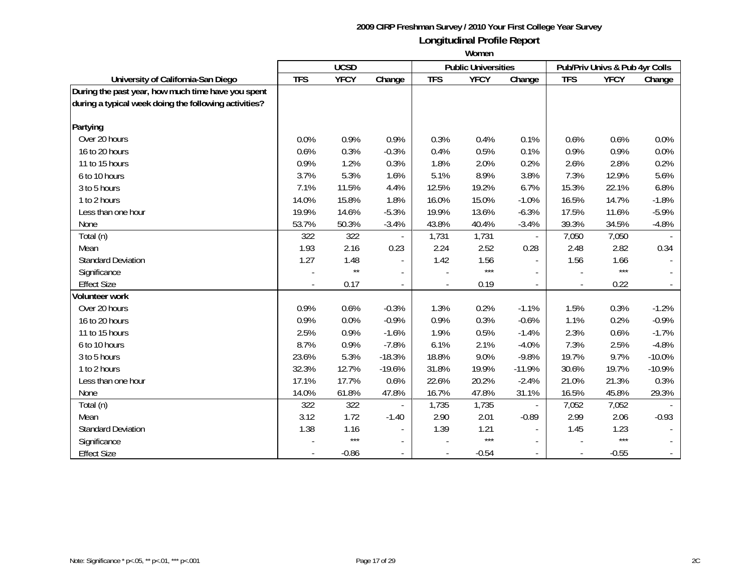**2009 CIRP Freshman Survey / 2010 Your First College Year Survey**

## Longitudinal Profile Report

**Women**

| University of California-San Diego | UCSD | | | Public Universities | | | Pub/Priv Univs & Pub 4yr Colls | | |
|---|---|---|---|---|---|---|---|---|---|
| | TFS | YFCY | Change | TFS | YFCY | Change | TFS | YFCY | Change |
| **During the past year, how much time have you spent during a typical week doing the following activities?** | | | | | | | | | |
| **Partying** | | | | | | | | | |
| Over 20 hours | 0.0% | 0.9% | 0.9% | 0.3% | 0.4% | 0.1% | 0.6% | 0.6% | 0.0% |
| 16 to 20 hours | 0.6% | 0.3% | -0.3% | 0.4% | 0.5% | 0.1% | 0.9% | 0.9% | 0.0% |
| 11 to 15 hours | 0.9% | 1.2% | 0.3% | 1.8% | 2.0% | 0.2% | 2.6% | 2.8% | 0.2% |
| 6 to 10 hours | 3.7% | 5.3% | 1.6% | 5.1% | 8.9% | 3.8% | 7.3% | 12.9% | 5.6% |
| 3 to 5 hours | 7.1% | 11.5% | 4.4% | 12.5% | 19.2% | 6.7% | 15.3% | 22.1% | 6.8% |
| 1 to 2 hours | 14.0% | 15.8% | 1.8% | 16.0% | 15.0% | -1.0% | 16.5% | 14.7% | -1.8% |
| Less than one hour | 19.9% | 14.6% | -5.3% | 19.9% | 13.6% | -6.3% | 17.5% | 11.6% | -5.9% |
| None | 53.7% | 50.3% | -3.4% | 43.8% | 40.4% | -3.4% | 39.3% | 34.5% | -4.8% |
| Total (n) | 322 | 322 | - | 1,731 | 1,731 | - | 7,050 | 7,050 | - |
| Mean | 1.93 | 2.16 | 0.23 | 2.24 | 2.52 | 0.28 | 2.48 | 2.82 | 0.34 |
| Standard Deviation | 1.27 | 1.48 | - | 1.42 | 1.56 | - | 1.56 | 1.66 | - |
| Significance | - | ** | - | - | *** | - | - | *** | - |
| Effect Size | - | 0.17 | - | - | 0.19 | - | - | 0.22 | - |
| **Volunteer work** | | | | | | | | | |
| Over 20 hours | 0.9% | 0.6% | -0.3% | 1.3% | 0.2% | -1.1% | 1.5% | 0.3% | -1.2% |
| 16 to 20 hours | 0.9% | 0.0% | -0.9% | 0.9% | 0.3% | -0.6% | 1.1% | 0.2% | -0.9% |
| 11 to 15 hours | 2.5% | 0.9% | -1.6% | 1.9% | 0.5% | -1.4% | 2.3% | 0.6% | -1.7% |
| 6 to 10 hours | 8.7% | 0.9% | -7.8% | 6.1% | 2.1% | -4.0% | 7.3% | 2.5% | -4.8% |
| 3 to 5 hours | 23.6% | 5.3% | -18.3% | 18.8% | 9.0% | -9.8% | 19.7% | 9.7% | -10.0% |
| 1 to 2 hours | 32.3% | 12.7% | -19.6% | 31.8% | 19.9% | -11.9% | 30.6% | 19.7% | -10.9% |
| Less than one hour | 17.1% | 17.7% | 0.6% | 22.6% | 20.2% | -2.4% | 21.0% | 21.3% | 0.3% |
| None | 14.0% | 61.8% | 47.8% | 16.7% | 47.8% | 31.1% | 16.5% | 45.8% | 29.3% |
| Total (n) | 322 | 322 | - | 1,735 | 1,735 | - | 7,052 | 7,052 | - |
| Mean | 3.12 | 1.72 | -1.40 | 2.90 | 2.01 | -0.89 | 2.99 | 2.06 | -0.93 |
| Standard Deviation | 1.38 | 1.16 | - | 1.39 | 1.21 | - | 1.45 | 1.23 | - |
| Significance | - | *** | - | - | *** | - | - | *** | - |
| Effect Size | - | -0.86 | - | - | -0.54 | - | - | -0.55 | - |

Note: Significance * p<.05, ** p<.01, *** p<.001

2C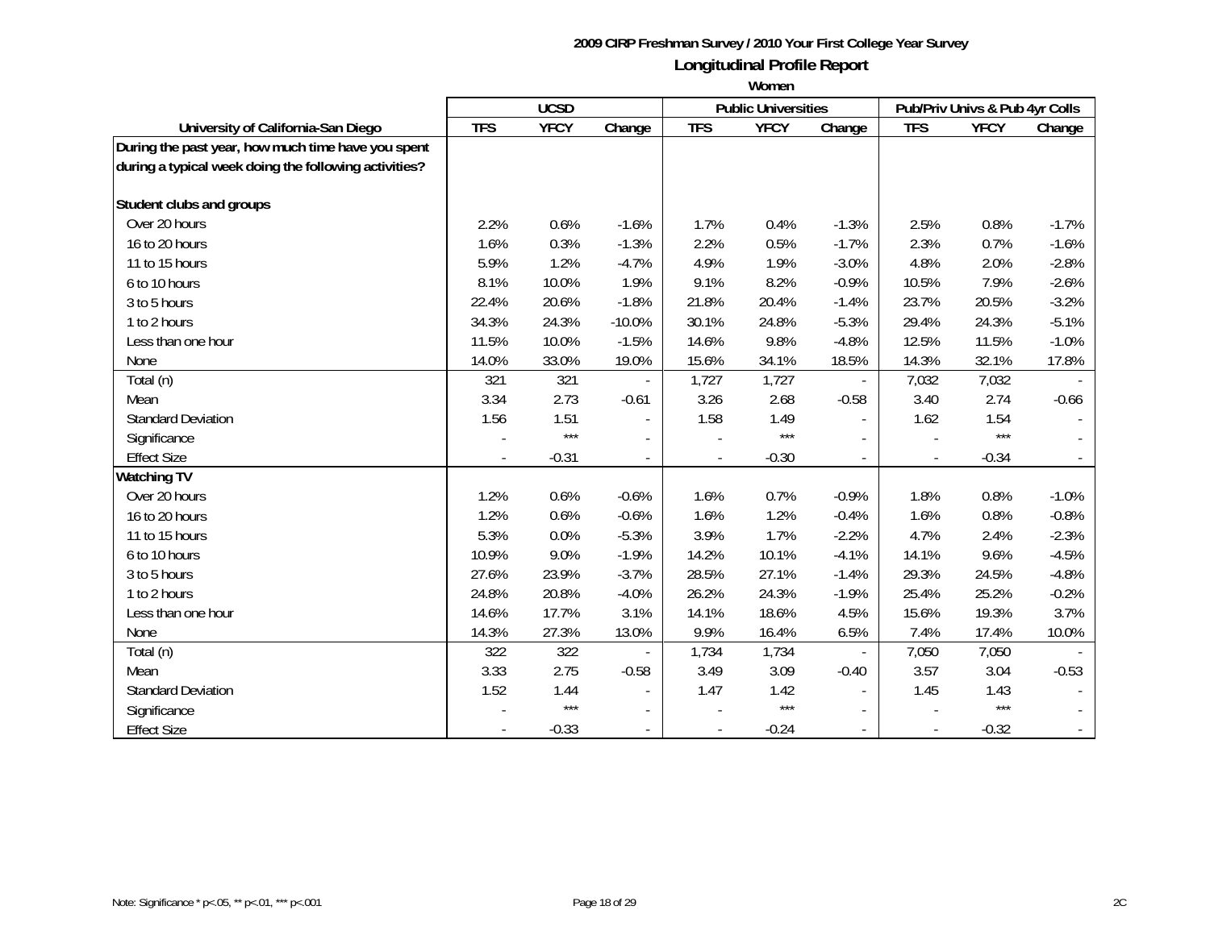**2009 CIRP Freshman Survey / 2010 Your First College Year Survey**

# Longitudinal Profile Report

**Women**

| University of California-San Diego | UCSD | | | Public Universities | | | Pub/Priv Univs & Pub 4yr Colls | | |
|---|---|---|---|---|---|---|---|---|---|
| | **TFS** | **YFCY** | **Change** | **TFS** | **YFCY** | **Change** | **TFS** | **YFCY** | **Change** |
| **During the past year, how much time have you spent during a typical week doing the following activities?** | | | | | | | | | |
| **Student clubs and groups** | | | | | | | | | |
| Over 20 hours | 2.2% | 0.6% | -1.6% | 1.7% | 0.4% | -1.3% | 2.5% | 0.8% | -1.7% |
| 16 to 20 hours | 1.6% | 0.3% | -1.3% | 2.2% | 0.5% | -1.7% | 2.3% | 0.7% | -1.6% |
| 11 to 15 hours | 5.9% | 1.2% | -4.7% | 4.9% | 1.9% | -3.0% | 4.8% | 2.0% | -2.8% |
| 6 to 10 hours | 8.1% | 10.0% | 1.9% | 9.1% | 8.2% | -0.9% | 10.5% | 7.9% | -2.6% |
| 3 to 5 hours | 22.4% | 20.6% | -1.8% | 21.8% | 20.4% | -1.4% | 23.7% | 20.5% | -3.2% |
| 1 to 2 hours | 34.3% | 24.3% | -10.0% | 30.1% | 24.8% | -5.3% | 29.4% | 24.3% | -5.1% |
| Less than one hour | 11.5% | 10.0% | -1.5% | 14.6% | 9.8% | -4.8% | 12.5% | 11.5% | -1.0% |
| None | 14.0% | 33.0% | 19.0% | 15.6% | 34.1% | 18.5% | 14.3% | 32.1% | 17.8% |
| Total (n) | 321 | 321 | - | 1,727 | 1,727 | - | 7,032 | 7,032 | - |
| Mean | 3.34 | 2.73 | -0.61 | 3.26 | 2.68 | -0.58 | 3.40 | 2.74 | -0.66 |
| Standard Deviation | 1.56 | 1.51 | - | 1.58 | 1.49 | - | 1.62 | 1.54 | - |
| Significance | - | *** | - | - | *** | - | - | *** | - |
| Effect Size | - | -0.31 | - | - | -0.30 | - | - | -0.34 | - |
| **Watching TV** | | | | | | | | | |
| Over 20 hours | 1.2% | 0.6% | -0.6% | 1.6% | 0.7% | -0.9% | 1.8% | 0.8% | -1.0% |
| 16 to 20 hours | 1.2% | 0.6% | -0.6% | 1.6% | 1.2% | -0.4% | 1.6% | 0.8% | -0.8% |
| 11 to 15 hours | 5.3% | 0.0% | -5.3% | 3.9% | 1.7% | -2.2% | 4.7% | 2.4% | -2.3% |
| 6 to 10 hours | 10.9% | 9.0% | -1.9% | 14.2% | 10.1% | -4.1% | 14.1% | 9.6% | -4.5% |
| 3 to 5 hours | 27.6% | 23.9% | -3.7% | 28.5% | 27.1% | -1.4% | 29.3% | 24.5% | -4.8% |
| 1 to 2 hours | 24.8% | 20.8% | -4.0% | 26.2% | 24.3% | -1.9% | 25.4% | 25.2% | -0.2% |
| Less than one hour | 14.6% | 17.7% | 3.1% | 14.1% | 18.6% | 4.5% | 15.6% | 19.3% | 3.7% |
| None | 14.3% | 27.3% | 13.0% | 9.9% | 16.4% | 6.5% | 7.4% | 17.4% | 10.0% |
| Total (n) | 322 | 322 | - | 1,734 | 1,734 | - | 7,050 | 7,050 | - |
| Mean | 3.33 | 2.75 | -0.58 | 3.49 | 3.09 | -0.40 | 3.57 | 3.04 | -0.53 |
| Standard Deviation | 1.52 | 1.44 | - | 1.47 | 1.42 | - | 1.45 | 1.43 | - |
| Significance | - | *** | - | - | *** | - | - | *** | - |
| Effect Size | - | -0.33 | - | - | -0.24 | - | - | -0.32 | - |

Note: Significance * p<.05, ** p<.01, *** p<.001

2C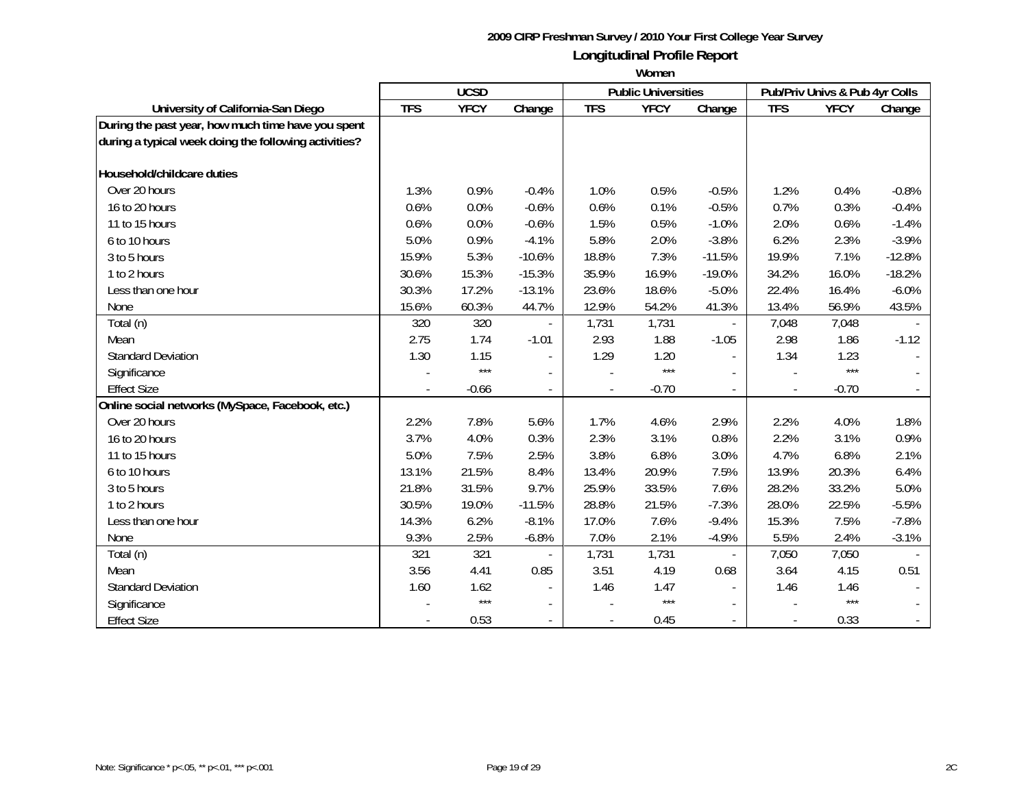**2009 CIRP Freshman Survey / 2010 Your First College Year Survey**

## Longitudinal Profile Report

**Women**

| | UCSD | | | Public Universities | | | Pub/Priv Univs & Pub 4yr Colls | | |
|---|---|---|---|---|---|---|---|---|---|
| **University of California-San Diego** | **TFS** | **YFCY** | **Change** | **TFS** | **YFCY** | **Change** | **TFS** | **YFCY** | **Change** |
| **During the past year, how much time have you spent during a typical week doing the following activities?** | | | | | | | | | |
| **Household/childcare duties** | | | | | | | | | |
| Over 20 hours | 1.3% | 0.9% | -0.4% | 1.0% | 0.5% | -0.5% | 1.2% | 0.4% | -0.8% |
| 16 to 20 hours | 0.6% | 0.0% | -0.6% | 0.6% | 0.1% | -0.5% | 0.7% | 0.3% | -0.4% |
| 11 to 15 hours | 0.6% | 0.0% | -0.6% | 1.5% | 0.5% | -1.0% | 2.0% | 0.6% | -1.4% |
| 6 to 10 hours | 5.0% | 0.9% | -4.1% | 5.8% | 2.0% | -3.8% | 6.2% | 2.3% | -3.9% |
| 3 to 5 hours | 15.9% | 5.3% | -10.6% | 18.8% | 7.3% | -11.5% | 19.9% | 7.1% | -12.8% |
| 1 to 2 hours | 30.6% | 15.3% | -15.3% | 35.9% | 16.9% | -19.0% | 34.2% | 16.0% | -18.2% |
| Less than one hour | 30.3% | 17.2% | -13.1% | 23.6% | 18.6% | -5.0% | 22.4% | 16.4% | -6.0% |
| None | 15.6% | 60.3% | 44.7% | 12.9% | 54.2% | 41.3% | 13.4% | 56.9% | 43.5% |
| Total (n) | 320 | 320 | - | 1,731 | 1,731 | - | 7,048 | 7,048 | - |
| Mean | 2.75 | 1.74 | -1.01 | 2.93 | 1.88 | -1.05 | 2.98 | 1.86 | -1.12 |
| Standard Deviation | 1.30 | 1.15 | - | 1.29 | 1.20 | - | 1.34 | 1.23 | - |
| Significance | - | *** | - | - | *** | - | - | *** | - |
| Effect Size | - | -0.66 | - | - | -0.70 | - | - | -0.70 | - |
| **Online social networks (MySpace, Facebook, etc.)** | | | | | | | | | |
| Over 20 hours | 2.2% | 7.8% | 5.6% | 1.7% | 4.6% | 2.9% | 2.2% | 4.0% | 1.8% |
| 16 to 20 hours | 3.7% | 4.0% | 0.3% | 2.3% | 3.1% | 0.8% | 2.2% | 3.1% | 0.9% |
| 11 to 15 hours | 5.0% | 7.5% | 2.5% | 3.8% | 6.8% | 3.0% | 4.7% | 6.8% | 2.1% |
| 6 to 10 hours | 13.1% | 21.5% | 8.4% | 13.4% | 20.9% | 7.5% | 13.9% | 20.3% | 6.4% |
| 3 to 5 hours | 21.8% | 31.5% | 9.7% | 25.9% | 33.5% | 7.6% | 28.2% | 33.2% | 5.0% |
| 1 to 2 hours | 30.5% | 19.0% | -11.5% | 28.8% | 21.5% | -7.3% | 28.0% | 22.5% | -5.5% |
| Less than one hour | 14.3% | 6.2% | -8.1% | 17.0% | 7.6% | -9.4% | 15.3% | 7.5% | -7.8% |
| None | 9.3% | 2.5% | -6.8% | 7.0% | 2.1% | -4.9% | 5.5% | 2.4% | -3.1% |
| Total (n) | 321 | 321 | - | 1,731 | 1,731 | - | 7,050 | 7,050 | - |
| Mean | 3.56 | 4.41 | 0.85 | 3.51 | 4.19 | 0.68 | 3.64 | 4.15 | 0.51 |
| Standard Deviation | 1.60 | 1.62 | - | 1.46 | 1.47 | - | 1.46 | 1.46 | - |
| Significance | - | *** | - | - | *** | - | - | *** | - |
| Effect Size | - | 0.53 | - | - | 0.45 | - | - | 0.33 | - |

Note: Significance * p<.05, ** p<.01, *** p<.001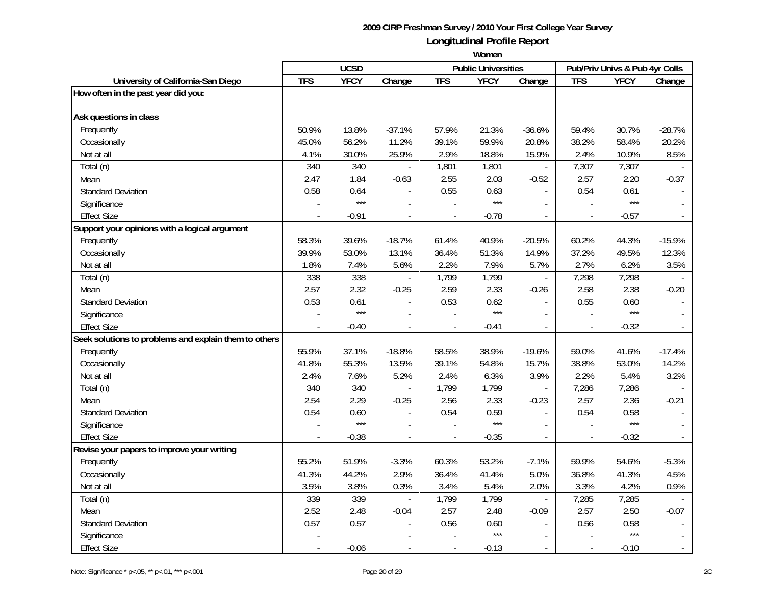**2009 CIRP Freshman Survey / 2010 Your First College Year Survey**

**Longitudinal Profile Report**

**Women**

| University of California-San Diego | UCSD | | | Public Universities | | | Pub/Priv Univs & Pub 4yr Colls | | |
|---|---|---|---|---|---|---|---|---|---|
| | TFS | YFCY | Change | TFS | YFCY | Change | TFS | YFCY | Change |
| **How often in the past year did you:** | | | | | | | | | |
| **Ask questions in class** | | | | | | | | | |
| Frequently | 50.9% | 13.8% | -37.1% | 57.9% | 21.3% | -36.6% | 59.4% | 30.7% | -28.7% |
| Occasionally | 45.0% | 56.2% | 11.2% | 39.1% | 59.9% | 20.8% | 38.2% | 58.4% | 20.2% |
| Not at all | 4.1% | 30.0% | 25.9% | 2.9% | 18.8% | 15.9% | 2.4% | 10.9% | 8.5% |
| Total (n) | 340 | 340 | - | 1,801 | 1,801 | - | 7,307 | 7,307 | - |
| Mean | 2.47 | 1.84 | -0.63 | 2.55 | 2.03 | -0.52 | 2.57 | 2.20 | -0.37 |
| Standard Deviation | 0.58 | 0.64 | - | 0.55 | 0.63 | - | 0.54 | 0.61 | - |
| Significance | - | *** | - | - | *** | - | - | *** | - |
| Effect Size | - | -0.91 | - | - | -0.78 | - | - | -0.57 | - |
| **Support your opinions with a logical argument** | | | | | | | | | |
| Frequently | 58.3% | 39.6% | -18.7% | 61.4% | 40.9% | -20.5% | 60.2% | 44.3% | -15.9% |
| Occasionally | 39.9% | 53.0% | 13.1% | 36.4% | 51.3% | 14.9% | 37.2% | 49.5% | 12.3% |
| Not at all | 1.8% | 7.4% | 5.6% | 2.2% | 7.9% | 5.7% | 2.7% | 6.2% | 3.5% |
| Total (n) | 338 | 338 | - | 1,799 | 1,799 | - | 7,298 | 7,298 | - |
| Mean | 2.57 | 2.32 | -0.25 | 2.59 | 2.33 | -0.26 | 2.58 | 2.38 | -0.20 |
| Standard Deviation | 0.53 | 0.61 | - | 0.53 | 0.62 | - | 0.55 | 0.60 | - |
| Significance | - | *** | - | - | *** | - | - | *** | - |
| Effect Size | - | -0.40 | - | - | -0.41 | - | - | -0.32 | - |
| **Seek solutions to problems and explain them to others** | | | | | | | | | |
| Frequently | 55.9% | 37.1% | -18.8% | 58.5% | 38.9% | -19.6% | 59.0% | 41.6% | -17.4% |
| Occasionally | 41.8% | 55.3% | 13.5% | 39.1% | 54.8% | 15.7% | 38.8% | 53.0% | 14.2% |
| Not at all | 2.4% | 7.6% | 5.2% | 2.4% | 6.3% | 3.9% | 2.2% | 5.4% | 3.2% |
| Total (n) | 340 | 340 | - | 1,799 | 1,799 | - | 7,286 | 7,286 | - |
| Mean | 2.54 | 2.29 | -0.25 | 2.56 | 2.33 | -0.23 | 2.57 | 2.36 | -0.21 |
| Standard Deviation | 0.54 | 0.60 | - | 0.54 | 0.59 | - | 0.54 | 0.58 | - |
| Significance | - | *** | - | - | *** | - | - | *** | - |
| Effect Size | - | -0.38 | - | - | -0.35 | - | - | -0.32 | - |
| **Revise your papers to improve your writing** | | | | | | | | | |
| Frequently | 55.2% | 51.9% | -3.3% | 60.3% | 53.2% | -7.1% | 59.9% | 54.6% | -5.3% |
| Occasionally | 41.3% | 44.2% | 2.9% | 36.4% | 41.4% | 5.0% | 36.8% | 41.3% | 4.5% |
| Not at all | 3.5% | 3.8% | 0.3% | 3.4% | 5.4% | 2.0% | 3.3% | 4.2% | 0.9% |
| Total (n) | 339 | 339 | - | 1,799 | 1,799 | - | 7,285 | 7,285 | - |
| Mean | 2.52 | 2.48 | -0.04 | 2.57 | 2.48 | -0.09 | 2.57 | 2.50 | -0.07 |
| Standard Deviation | 0.57 | 0.57 | - | 0.56 | 0.60 | - | 0.56 | 0.58 | - |
| Significance | - | | - | - | *** | - | - | *** | - |
| Effect Size | - | -0.06 | - | - | -0.13 | - | - | -0.10 | - |

Note: Significance * p<.05, ** p<.01, *** p<.001

2C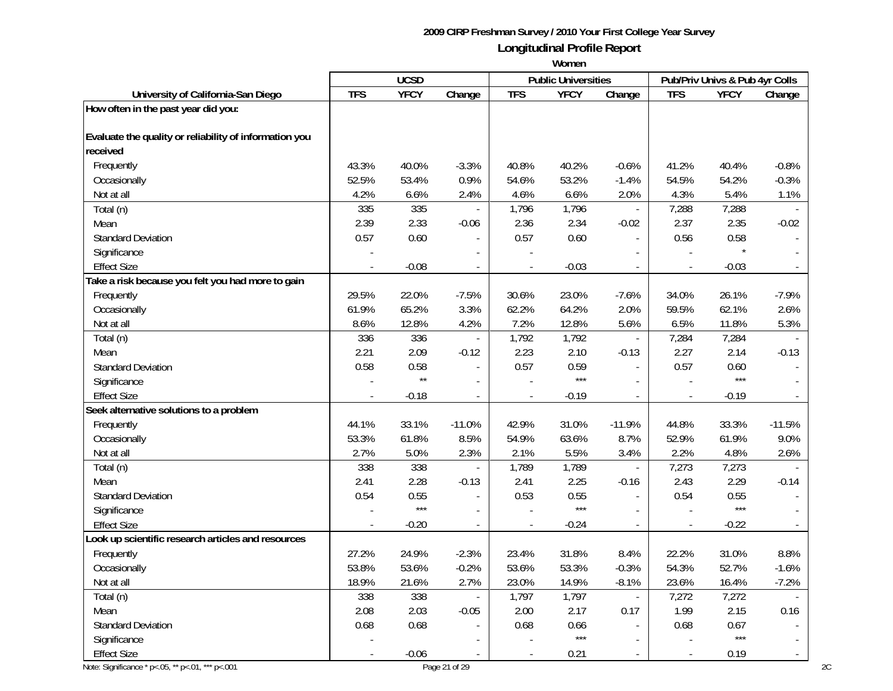## 2009 CIRP Freshman Survey / 2010 Your First College Year Survey

## Longitudinal Profile Report

### Women

| | UCSD | | | Public Universities | | | Pub/Priv Univs & Pub 4yr Colls | | |
|---|---|---|---|---|---|---|---|---|---|
| **University of California-San Diego** | **TFS** | **YFCY** | **Change** | **TFS** | **YFCY** | **Change** | **TFS** | **YFCY** | **Change** |
| **How often in the past year did you:** | | | | | | | | | |
| **Evaluate the quality or reliability of information you received** | | | | | | | | | |
| Frequently | 43.3% | 40.0% | -3.3% | 40.8% | 40.2% | -0.6% | 41.2% | 40.4% | -0.8% |
| Occasionally | 52.5% | 53.4% | 0.9% | 54.6% | 53.2% | -1.4% | 54.5% | 54.2% | -0.3% |
| Not at all | 4.2% | 6.6% | 2.4% | 4.6% | 6.6% | 2.0% | 4.3% | 5.4% | 1.1% |
| Total (n) | 335 | 335 | - | 1,796 | 1,796 | - | 7,288 | 7,288 | - |
| Mean | 2.39 | 2.33 | -0.06 | 2.36 | 2.34 | -0.02 | 2.37 | 2.35 | -0.02 |
| Standard Deviation | 0.57 | 0.60 | - | 0.57 | 0.60 | - | 0.56 | 0.58 | - |
| Significance | - | | - | - | | - | - | * | - |
| Effect Size | - | -0.08 | - | - | -0.03 | - | - | -0.03 | - |
| **Take a risk because you felt you had more to gain** | | | | | | | | | |
| Frequently | 29.5% | 22.0% | -7.5% | 30.6% | 23.0% | -7.6% | 34.0% | 26.1% | -7.9% |
| Occasionally | 61.9% | 65.2% | 3.3% | 62.2% | 64.2% | 2.0% | 59.5% | 62.1% | 2.6% |
| Not at all | 8.6% | 12.8% | 4.2% | 7.2% | 12.8% | 5.6% | 6.5% | 11.8% | 5.3% |
| Total (n) | 336 | 336 | - | 1,792 | 1,792 | - | 7,284 | 7,284 | - |
| Mean | 2.21 | 2.09 | -0.12 | 2.23 | 2.10 | -0.13 | 2.27 | 2.14 | -0.13 |
| Standard Deviation | 0.58 | 0.58 | - | 0.57 | 0.59 | - | 0.57 | 0.60 | - |
| Significance | - | ** | - | - | *** | - | - | *** | - |
| Effect Size | - | -0.18 | - | - | -0.19 | - | - | -0.19 | - |
| **Seek alternative solutions to a problem** | | | | | | | | | |
| Frequently | 44.1% | 33.1% | -11.0% | 42.9% | 31.0% | -11.9% | 44.8% | 33.3% | -11.5% |
| Occasionally | 53.3% | 61.8% | 8.5% | 54.9% | 63.6% | 8.7% | 52.9% | 61.9% | 9.0% |
| Not at all | 2.7% | 5.0% | 2.3% | 2.1% | 5.5% | 3.4% | 2.2% | 4.8% | 2.6% |
| Total (n) | 338 | 338 | - | 1,789 | 1,789 | - | 7,273 | 7,273 | - |
| Mean | 2.41 | 2.28 | -0.13 | 2.41 | 2.25 | -0.16 | 2.43 | 2.29 | -0.14 |
| Standard Deviation | 0.54 | 0.55 | - | 0.53 | 0.55 | - | 0.54 | 0.55 | - |
| Significance | - | *** | - | - | *** | - | - | *** | - |
| Effect Size | - | -0.20 | - | - | -0.24 | - | - | -0.22 | - |
| **Look up scientific research articles and resources** | | | | | | | | | |
| Frequently | 27.2% | 24.9% | -2.3% | 23.4% | 31.8% | 8.4% | 22.2% | 31.0% | 8.8% |
| Occasionally | 53.8% | 53.6% | -0.2% | 53.6% | 53.3% | -0.3% | 54.3% | 52.7% | -1.6% |
| Not at all | 18.9% | 21.6% | 2.7% | 23.0% | 14.9% | -8.1% | 23.6% | 16.4% | -7.2% |
| Total (n) | 338 | 338 | - | 1,797 | 1,797 | - | 7,272 | 7,272 | - |
| Mean | 2.08 | 2.03 | -0.05 | 2.00 | 2.17 | 0.17 | 1.99 | 2.15 | 0.16 |
| Standard Deviation | 0.68 | 0.68 | - | 0.68 | 0.66 | - | 0.68 | 0.67 | - |
| Significance | - | | - | - | *** | - | - | *** | - |
| Effect Size | - | -0.06 | - | - | 0.21 | - | - | 0.19 | - |

Note: Significance * p<.05, ** p<.01, *** p<.001

2C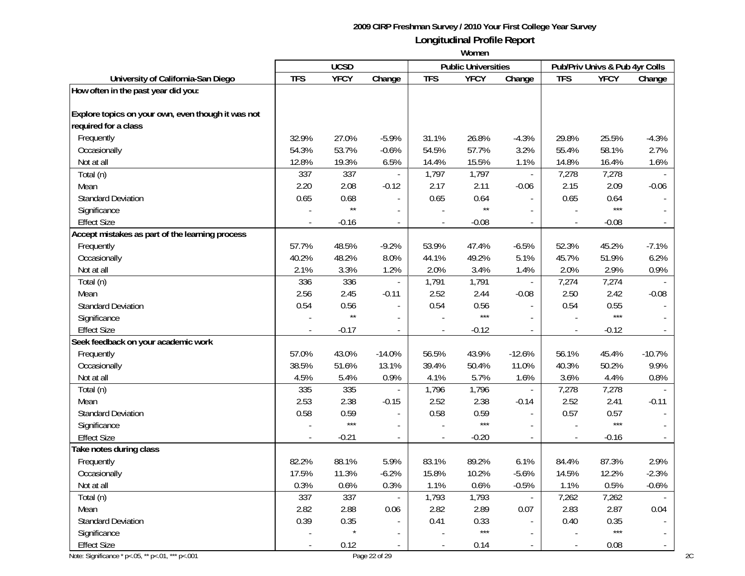**2009 CIRP Freshman Survey / 2010 Your First College Year Survey**

**Longitudinal Profile Report**

**Women**

| University of California-San Diego | UCSD | | | Public Universities | | | Pub/Priv Univs & Pub 4yr Colls | | |
|---|---|---|---|---|---|---|---|---|---|
| | TFS | YFCY | Change | TFS | YFCY | Change | TFS | YFCY | Change |
| **How often in the past year did you:** | | | | | | | | | |
| **Explore topics on your own, even though it was not required for a class** | | | | | | | | | |
| Frequently | 32.9% | 27.0% | -5.9% | 31.1% | 26.8% | -4.3% | 29.8% | 25.5% | -4.3% |
| Occasionally | 54.3% | 53.7% | -0.6% | 54.5% | 57.7% | 3.2% | 55.4% | 58.1% | 2.7% |
| Not at all | 12.8% | 19.3% | 6.5% | 14.4% | 15.5% | 1.1% | 14.8% | 16.4% | 1.6% |
| Total (n) | 337 | 337 | - | 1,797 | 1,797 | - | 7,278 | 7,278 | - |
| Mean | 2.20 | 2.08 | -0.12 | 2.17 | 2.11 | -0.06 | 2.15 | 2.09 | -0.06 |
| Standard Deviation | 0.65 | 0.68 | - | 0.65 | 0.64 | - | 0.65 | 0.64 | - |
| Significance | - | ** | - | - | ** | - | - | *** | - |
| Effect Size | - | -0.16 | - | - | -0.08 | - | - | -0.08 | - |
| **Accept mistakes as part of the learning process** | | | | | | | | | |
| Frequently | 57.7% | 48.5% | -9.2% | 53.9% | 47.4% | -6.5% | 52.3% | 45.2% | -7.1% |
| Occasionally | 40.2% | 48.2% | 8.0% | 44.1% | 49.2% | 5.1% | 45.7% | 51.9% | 6.2% |
| Not at all | 2.1% | 3.3% | 1.2% | 2.0% | 3.4% | 1.4% | 2.0% | 2.9% | 0.9% |
| Total (n) | 336 | 336 | - | 1,791 | 1,791 | - | 7,274 | 7,274 | - |
| Mean | 2.56 | 2.45 | -0.11 | 2.52 | 2.44 | -0.08 | 2.50 | 2.42 | -0.08 |
| Standard Deviation | 0.54 | 0.56 | - | 0.54 | 0.56 | - | 0.54 | 0.55 | - |
| Significance | - | ** | - | - | *** | - | - | *** | - |
| Effect Size | - | -0.17 | - | - | -0.12 | - | - | -0.12 | - |
| **Seek feedback on your academic work** | | | | | | | | | |
| Frequently | 57.0% | 43.0% | -14.0% | 56.5% | 43.9% | -12.6% | 56.1% | 45.4% | -10.7% |
| Occasionally | 38.5% | 51.6% | 13.1% | 39.4% | 50.4% | 11.0% | 40.3% | 50.2% | 9.9% |
| Not at all | 4.5% | 5.4% | 0.9% | 4.1% | 5.7% | 1.6% | 3.6% | 4.4% | 0.8% |
| Total (n) | 335 | 335 | - | 1,796 | 1,796 | - | 7,278 | 7,278 | - |
| Mean | 2.53 | 2.38 | -0.15 | 2.52 | 2.38 | -0.14 | 2.52 | 2.41 | -0.11 |
| Standard Deviation | 0.58 | 0.59 | - | 0.58 | 0.59 | - | 0.57 | 0.57 | - |
| Significance | - | *** | - | - | *** | - | - | *** | - |
| Effect Size | - | -0.21 | - | - | -0.20 | - | - | -0.16 | - |
| **Take notes during class** | | | | | | | | | |
| Frequently | 82.2% | 88.1% | 5.9% | 83.1% | 89.2% | 6.1% | 84.4% | 87.3% | 2.9% |
| Occasionally | 17.5% | 11.3% | -6.2% | 15.8% | 10.2% | -5.6% | 14.5% | 12.2% | -2.3% |
| Not at all | 0.3% | 0.6% | 0.3% | 1.1% | 0.6% | -0.5% | 1.1% | 0.5% | -0.6% |
| Total (n) | 337 | 337 | - | 1,793 | 1,793 | - | 7,262 | 7,262 | - |
| Mean | 2.82 | 2.88 | 0.06 | 2.82 | 2.89 | 0.07 | 2.83 | 2.87 | 0.04 |
| Standard Deviation | 0.39 | 0.35 | - | 0.41 | 0.33 | - | 0.40 | 0.35 | - |
| Significance | - | * | - | - | *** | - | - | *** | - |
| Effect Size | - | 0.12 | - | - | 0.14 | - | - | 0.08 | - |

Note: Significance * p<.05, ** p<.01, *** p<.001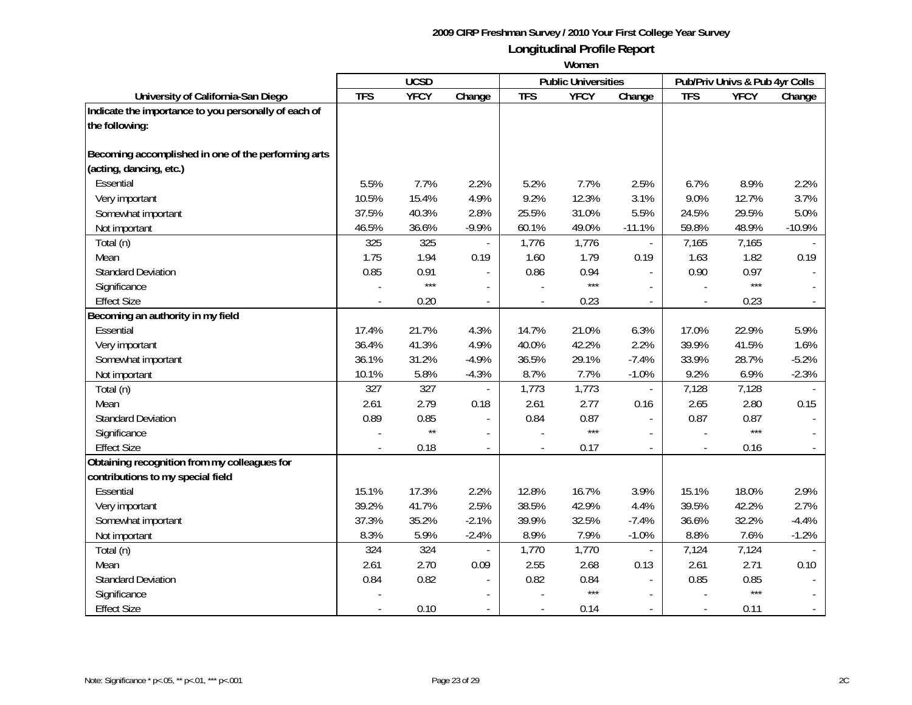**2009 CIRP Freshman Survey / 2010 Your First College Year Survey**

## Longitudinal Profile Report

**Women**

| | UCSD | | | Public Universities | | | Pub/Priv Univs & Pub 4yr Colls | | |
|---|---|---|---|---|---|---|---|---|---|
| **University of California-San Diego** | **TFS** | **YFCY** | **Change** | **TFS** | **YFCY** | **Change** | **TFS** | **YFCY** | **Change** |
| **Indicate the importance to you personally of each of the following:** | | | | | | | | | |
| **Becoming accomplished in one of the performing arts (acting, dancing, etc.)** | | | | | | | | | |
| Essential | 5.5% | 7.7% | 2.2% | 5.2% | 7.7% | 2.5% | 6.7% | 8.9% | 2.2% |
| Very important | 10.5% | 15.4% | 4.9% | 9.2% | 12.3% | 3.1% | 9.0% | 12.7% | 3.7% |
| Somewhat important | 37.5% | 40.3% | 2.8% | 25.5% | 31.0% | 5.5% | 24.5% | 29.5% | 5.0% |
| Not important | 46.5% | 36.6% | -9.9% | 60.1% | 49.0% | -11.1% | 59.8% | 48.9% | -10.9% |
| Total (n) | 325 | 325 | - | 1,776 | 1,776 | - | 7,165 | 7,165 | - |
| Mean | 1.75 | 1.94 | 0.19 | 1.60 | 1.79 | 0.19 | 1.63 | 1.82 | 0.19 |
| Standard Deviation | 0.85 | 0.91 | - | 0.86 | 0.94 | - | 0.90 | 0.97 | - |
| Significance | - | *** | - | - | *** | - | - | *** | - |
| Effect Size | - | 0.20 | - | - | 0.23 | - | - | 0.23 | - |
| **Becoming an authority in my field** | | | | | | | | | |
| Essential | 17.4% | 21.7% | 4.3% | 14.7% | 21.0% | 6.3% | 17.0% | 22.9% | 5.9% |
| Very important | 36.4% | 41.3% | 4.9% | 40.0% | 42.2% | 2.2% | 39.9% | 41.5% | 1.6% |
| Somewhat important | 36.1% | 31.2% | -4.9% | 36.5% | 29.1% | -7.4% | 33.9% | 28.7% | -5.2% |
| Not important | 10.1% | 5.8% | -4.3% | 8.7% | 7.7% | -1.0% | 9.2% | 6.9% | -2.3% |
| Total (n) | 327 | 327 | - | 1,773 | 1,773 | - | 7,128 | 7,128 | - |
| Mean | 2.61 | 2.79 | 0.18 | 2.61 | 2.77 | 0.16 | 2.65 | 2.80 | 0.15 |
| Standard Deviation | 0.89 | 0.85 | - | 0.84 | 0.87 | - | 0.87 | 0.87 | - |
| Significance | - | ** | - | - | *** | - | - | *** | - |
| Effect Size | - | 0.18 | - | - | 0.17 | - | - | 0.16 | - |
| **Obtaining recognition from my colleagues for contributions to my special field** | | | | | | | | | |
| Essential | 15.1% | 17.3% | 2.2% | 12.8% | 16.7% | 3.9% | 15.1% | 18.0% | 2.9% |
| Very important | 39.2% | 41.7% | 2.5% | 38.5% | 42.9% | 4.4% | 39.5% | 42.2% | 2.7% |
| Somewhat important | 37.3% | 35.2% | -2.1% | 39.9% | 32.5% | -7.4% | 36.6% | 32.2% | -4.4% |
| Not important | 8.3% | 5.9% | -2.4% | 8.9% | 7.9% | -1.0% | 8.8% | 7.6% | -1.2% |
| Total (n) | 324 | 324 | - | 1,770 | 1,770 | - | 7,124 | 7,124 | - |
| Mean | 2.61 | 2.70 | 0.09 | 2.55 | 2.68 | 0.13 | 2.61 | 2.71 | 0.10 |
| Standard Deviation | 0.84 | 0.82 | - | 0.82 | 0.84 | - | 0.85 | 0.85 | - |
| Significance | - | | - | - | *** | - | - | *** | - |
| Effect Size | - | 0.10 | - | - | 0.14 | - | - | 0.11 | - |

Note: Significance * p<.05, ** p<.01, *** p<.001

2C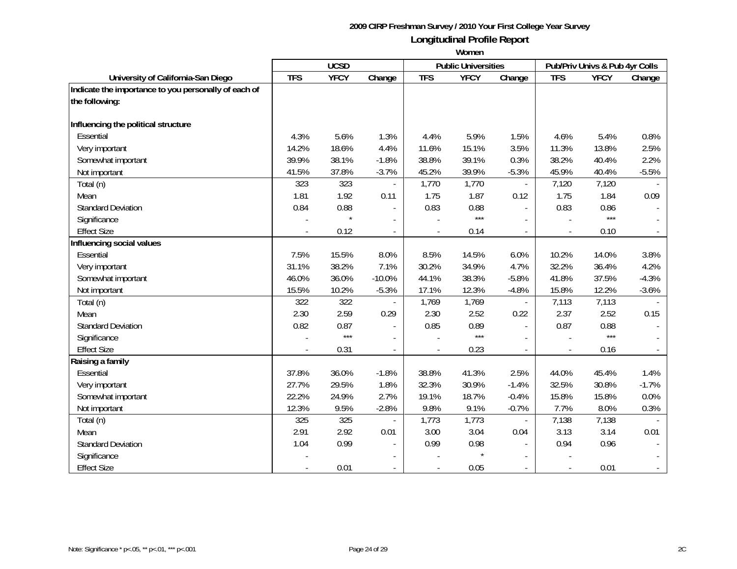**2009 CIRP Freshman Survey / 2010 Your First College Year Survey**

**Longitudinal Profile Report**

**Women**

| University of California-San Diego | UCSD | | | Public Universities | | | Pub/Priv Univs & Pub 4yr Colls | | |
|---|---|---|---|---|---|---|---|---|---|
| | TFS | YFCY | Change | TFS | YFCY | Change | TFS | YFCY | Change |
| **Indicate the importance to you personally of each of the following:** | | | | | | | | | |
| **Influencing the political structure** | | | | | | | | | |
| Essential | 4.3% | 5.6% | 1.3% | 4.4% | 5.9% | 1.5% | 4.6% | 5.4% | 0.8% |
| Very important | 14.2% | 18.6% | 4.4% | 11.6% | 15.1% | 3.5% | 11.3% | 13.8% | 2.5% |
| Somewhat important | 39.9% | 38.1% | -1.8% | 38.8% | 39.1% | 0.3% | 38.2% | 40.4% | 2.2% |
| Not important | 41.5% | 37.8% | -3.7% | 45.2% | 39.9% | -5.3% | 45.9% | 40.4% | -5.5% |
| Total (n) | 323 | 323 | - | 1,770 | 1,770 | - | 7,120 | 7,120 | - |
| Mean | 1.81 | 1.92 | 0.11 | 1.75 | 1.87 | 0.12 | 1.75 | 1.84 | 0.09 |
| Standard Deviation | 0.84 | 0.88 | - | 0.83 | 0.88 | - | 0.83 | 0.86 | - |
| Significance | - | * | - | - | *** | - | - | *** | - |
| Effect Size | - | 0.12 | - | - | 0.14 | - | - | 0.10 | - |
| **Influencing social values** | | | | | | | | | |
| Essential | 7.5% | 15.5% | 8.0% | 8.5% | 14.5% | 6.0% | 10.2% | 14.0% | 3.8% |
| Very important | 31.1% | 38.2% | 7.1% | 30.2% | 34.9% | 4.7% | 32.2% | 36.4% | 4.2% |
| Somewhat important | 46.0% | 36.0% | -10.0% | 44.1% | 38.3% | -5.8% | 41.8% | 37.5% | -4.3% |
| Not important | 15.5% | 10.2% | -5.3% | 17.1% | 12.3% | -4.8% | 15.8% | 12.2% | -3.6% |
| Total (n) | 322 | 322 | - | 1,769 | 1,769 | - | 7,113 | 7,113 | - |
| Mean | 2.30 | 2.59 | 0.29 | 2.30 | 2.52 | 0.22 | 2.37 | 2.52 | 0.15 |
| Standard Deviation | 0.82 | 0.87 | - | 0.85 | 0.89 | - | 0.87 | 0.88 | - |
| Significance | - | *** | - | - | *** | - | - | *** | - |
| Effect Size | - | 0.31 | - | - | 0.23 | - | - | 0.16 | - |
| **Raising a family** | | | | | | | | | |
| Essential | 37.8% | 36.0% | -1.8% | 38.8% | 41.3% | 2.5% | 44.0% | 45.4% | 1.4% |
| Very important | 27.7% | 29.5% | 1.8% | 32.3% | 30.9% | -1.4% | 32.5% | 30.8% | -1.7% |
| Somewhat important | 22.2% | 24.9% | 2.7% | 19.1% | 18.7% | -0.4% | 15.8% | 15.8% | 0.0% |
| Not important | 12.3% | 9.5% | -2.8% | 9.8% | 9.1% | -0.7% | 7.7% | 8.0% | 0.3% |
| Total (n) | 325 | 325 | - | 1,773 | 1,773 | - | 7,138 | 7,138 | - |
| Mean | 2.91 | 2.92 | 0.01 | 3.00 | 3.04 | 0.04 | 3.13 | 3.14 | 0.01 |
| Standard Deviation | 1.04 | 0.99 | - | 0.99 | 0.98 | - | 0.94 | 0.96 | - |
| Significance | - | | - | - | * | - | - | | - |
| Effect Size | - | 0.01 | - | - | 0.05 | - | - | 0.01 | - |

Note: Significance * p<.05, ** p<.01, *** p<.001

2C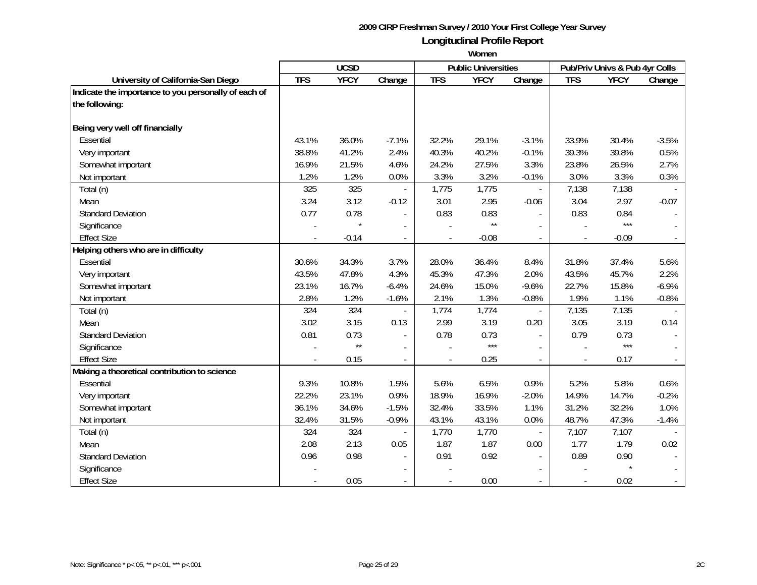**2009 CIRP Freshman Survey / 2010 Your First College Year Survey**

## Longitudinal Profile Report

**Women**

| | UCSD | | | Public Universities | | | Pub/Priv Univs & Pub 4yr Colls | | |
|---|---|---|---|---|---|---|---|---|---|
| **University of California-San Diego** | **TFS** | **YFCY** | **Change** | **TFS** | **YFCY** | **Change** | **TFS** | **YFCY** | **Change** |
| **Indicate the importance to you personally of each of the following:** | | | | | | | | | |
| **Being very well off financially** | | | | | | | | | |
| Essential | 43.1% | 36.0% | -7.1% | 32.2% | 29.1% | -3.1% | 33.9% | 30.4% | -3.5% |
| Very important | 38.8% | 41.2% | 2.4% | 40.3% | 40.2% | -0.1% | 39.3% | 39.8% | 0.5% |
| Somewhat important | 16.9% | 21.5% | 4.6% | 24.2% | 27.5% | 3.3% | 23.8% | 26.5% | 2.7% |
| Not important | 1.2% | 1.2% | 0.0% | 3.3% | 3.2% | -0.1% | 3.0% | 3.3% | 0.3% |
| Total (n) | 325 | 325 | - | 1,775 | 1,775 | - | 7,138 | 7,138 | - |
| Mean | 3.24 | 3.12 | -0.12 | 3.01 | 2.95 | -0.06 | 3.04 | 2.97 | -0.07 |
| Standard Deviation | 0.77 | 0.78 | - | 0.83 | 0.83 | - | 0.83 | 0.84 | - |
| Significance | - | * | - | - | ** | - | - | *** | - |
| Effect Size | - | -0.14 | - | - | -0.08 | - | - | -0.09 | - |
| **Helping others who are in difficulty** | | | | | | | | | |
| Essential | 30.6% | 34.3% | 3.7% | 28.0% | 36.4% | 8.4% | 31.8% | 37.4% | 5.6% |
| Very important | 43.5% | 47.8% | 4.3% | 45.3% | 47.3% | 2.0% | 43.5% | 45.7% | 2.2% |
| Somewhat important | 23.1% | 16.7% | -6.4% | 24.6% | 15.0% | -9.6% | 22.7% | 15.8% | -6.9% |
| Not important | 2.8% | 1.2% | -1.6% | 2.1% | 1.3% | -0.8% | 1.9% | 1.1% | -0.8% |
| Total (n) | 324 | 324 | - | 1,774 | 1,774 | - | 7,135 | 7,135 | - |
| Mean | 3.02 | 3.15 | 0.13 | 2.99 | 3.19 | 0.20 | 3.05 | 3.19 | 0.14 |
| Standard Deviation | 0.81 | 0.73 | - | 0.78 | 0.73 | - | 0.79 | 0.73 | - |
| Significance | - | ** | - | - | *** | - | - | *** | - |
| Effect Size | - | 0.15 | - | - | 0.25 | - | - | 0.17 | - |
| **Making a theoretical contribution to science** | | | | | | | | | |
| Essential | 9.3% | 10.8% | 1.5% | 5.6% | 6.5% | 0.9% | 5.2% | 5.8% | 0.6% |
| Very important | 22.2% | 23.1% | 0.9% | 18.9% | 16.9% | -2.0% | 14.9% | 14.7% | -0.2% |
| Somewhat important | 36.1% | 34.6% | -1.5% | 32.4% | 33.5% | 1.1% | 31.2% | 32.2% | 1.0% |
| Not important | 32.4% | 31.5% | -0.9% | 43.1% | 43.1% | 0.0% | 48.7% | 47.3% | -1.4% |
| Total (n) | 324 | 324 | - | 1,770 | 1,770 | - | 7,107 | 7,107 | - |
| Mean | 2.08 | 2.13 | 0.05 | 1.87 | 1.87 | 0.00 | 1.77 | 1.79 | 0.02 |
| Standard Deviation | 0.96 | 0.98 | - | 0.91 | 0.92 | - | 0.89 | 0.90 | - |
| Significance | - | | - | - | | - | - | * | - |
| Effect Size | - | 0.05 | - | - | 0.00 | - | - | 0.02 | - |

Note: Significance * p<.05, ** p<.01, *** p<.001

2C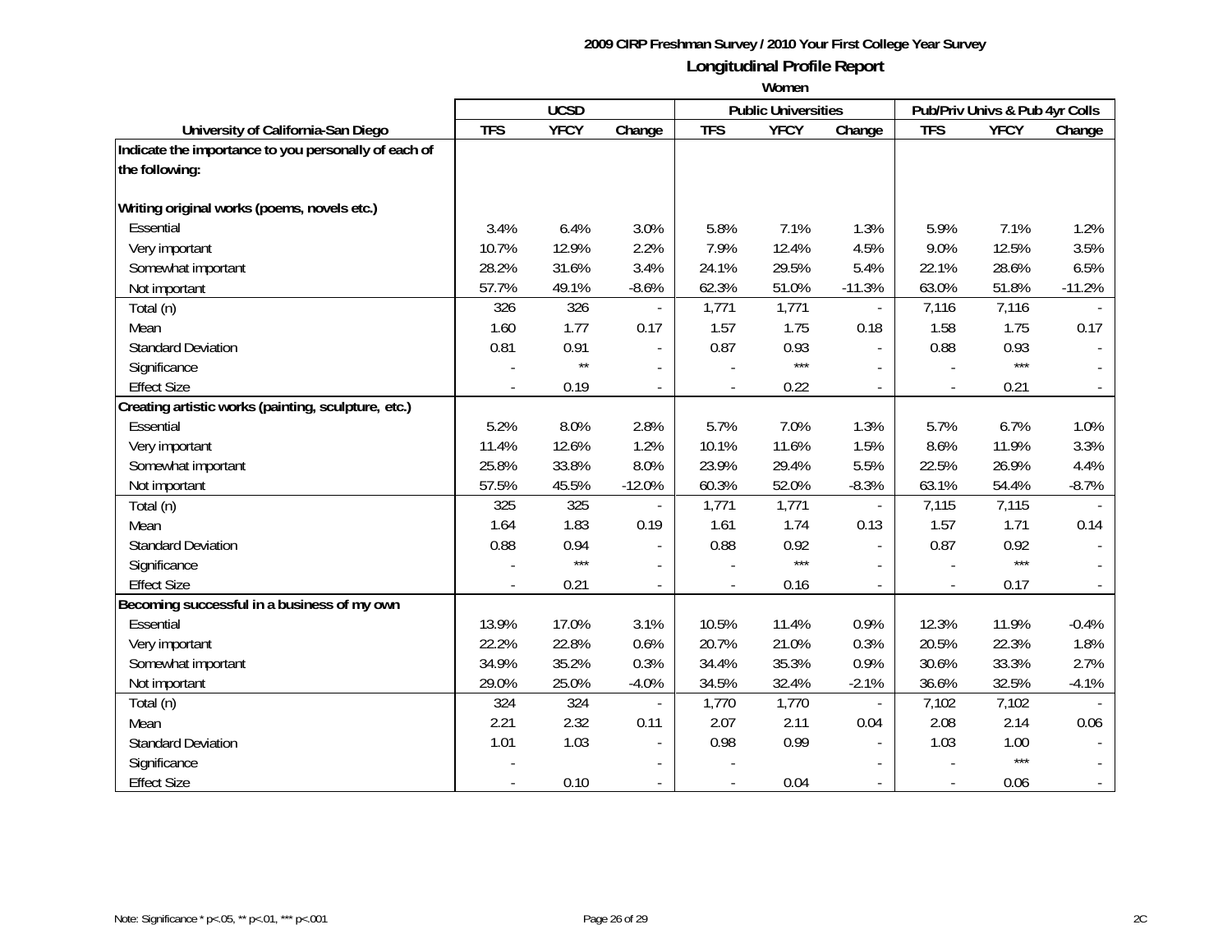**2009 CIRP Freshman Survey / 2010 Your First College Year Survey**

## Longitudinal Profile Report

**Women**

| University of California-San Diego | UCSD | | | Public Universities | | | Pub/Priv Univs & Pub 4yr Colls | | |
|---|---|---|---|---|---|---|---|---|---|
| | TFS | YFCY | Change | TFS | YFCY | Change | TFS | YFCY | Change |
| **Indicate the importance to you personally of each of the following:** | | | | | | | | | |
| **Writing original works (poems, novels etc.)** | | | | | | | | | |
| Essential | 3.4% | 6.4% | 3.0% | 5.8% | 7.1% | 1.3% | 5.9% | 7.1% | 1.2% |
| Very important | 10.7% | 12.9% | 2.2% | 7.9% | 12.4% | 4.5% | 9.0% | 12.5% | 3.5% |
| Somewhat important | 28.2% | 31.6% | 3.4% | 24.1% | 29.5% | 5.4% | 22.1% | 28.6% | 6.5% |
| Not important | 57.7% | 49.1% | -8.6% | 62.3% | 51.0% | -11.3% | 63.0% | 51.8% | -11.2% |
| Total (n) | 326 | 326 | - | 1,771 | 1,771 | - | 7,116 | 7,116 | - |
| Mean | 1.60 | 1.77 | 0.17 | 1.57 | 1.75 | 0.18 | 1.58 | 1.75 | 0.17 |
| Standard Deviation | 0.81 | 0.91 | - | 0.87 | 0.93 | - | 0.88 | 0.93 | - |
| Significance | - | ** | - | - | *** | - | - | *** | - |
| Effect Size | - | 0.19 | - | - | 0.22 | - | - | 0.21 | - |
| **Creating artistic works (painting, sculpture, etc.)** | | | | | | | | | |
| Essential | 5.2% | 8.0% | 2.8% | 5.7% | 7.0% | 1.3% | 5.7% | 6.7% | 1.0% |
| Very important | 11.4% | 12.6% | 1.2% | 10.1% | 11.6% | 1.5% | 8.6% | 11.9% | 3.3% |
| Somewhat important | 25.8% | 33.8% | 8.0% | 23.9% | 29.4% | 5.5% | 22.5% | 26.9% | 4.4% |
| Not important | 57.5% | 45.5% | -12.0% | 60.3% | 52.0% | -8.3% | 63.1% | 54.4% | -8.7% |
| Total (n) | 325 | 325 | - | 1,771 | 1,771 | - | 7,115 | 7,115 | - |
| Mean | 1.64 | 1.83 | 0.19 | 1.61 | 1.74 | 0.13 | 1.57 | 1.71 | 0.14 |
| Standard Deviation | 0.88 | 0.94 | - | 0.88 | 0.92 | - | 0.87 | 0.92 | - |
| Significance | - | *** | - | - | *** | - | - | *** | - |
| Effect Size | - | 0.21 | - | - | 0.16 | - | - | 0.17 | - |
| **Becoming successful in a business of my own** | | | | | | | | | |
| Essential | 13.9% | 17.0% | 3.1% | 10.5% | 11.4% | 0.9% | 12.3% | 11.9% | -0.4% |
| Very important | 22.2% | 22.8% | 0.6% | 20.7% | 21.0% | 0.3% | 20.5% | 22.3% | 1.8% |
| Somewhat important | 34.9% | 35.2% | 0.3% | 34.4% | 35.3% | 0.9% | 30.6% | 33.3% | 2.7% |
| Not important | 29.0% | 25.0% | -4.0% | 34.5% | 32.4% | -2.1% | 36.6% | 32.5% | -4.1% |
| Total (n) | 324 | 324 | - | 1,770 | 1,770 | - | 7,102 | 7,102 | - |
| Mean | 2.21 | 2.32 | 0.11 | 2.07 | 2.11 | 0.04 | 2.08 | 2.14 | 0.06 |
| Standard Deviation | 1.01 | 1.03 | - | 0.98 | 0.99 | - | 1.03 | 1.00 | - |
| Significance | - | | - | - | | - | - | *** | - |
| Effect Size | - | 0.10 | - | - | 0.04 | - | - | 0.06 | - |

Note: Significance * p<.05, ** p<.01, *** p<.001

2C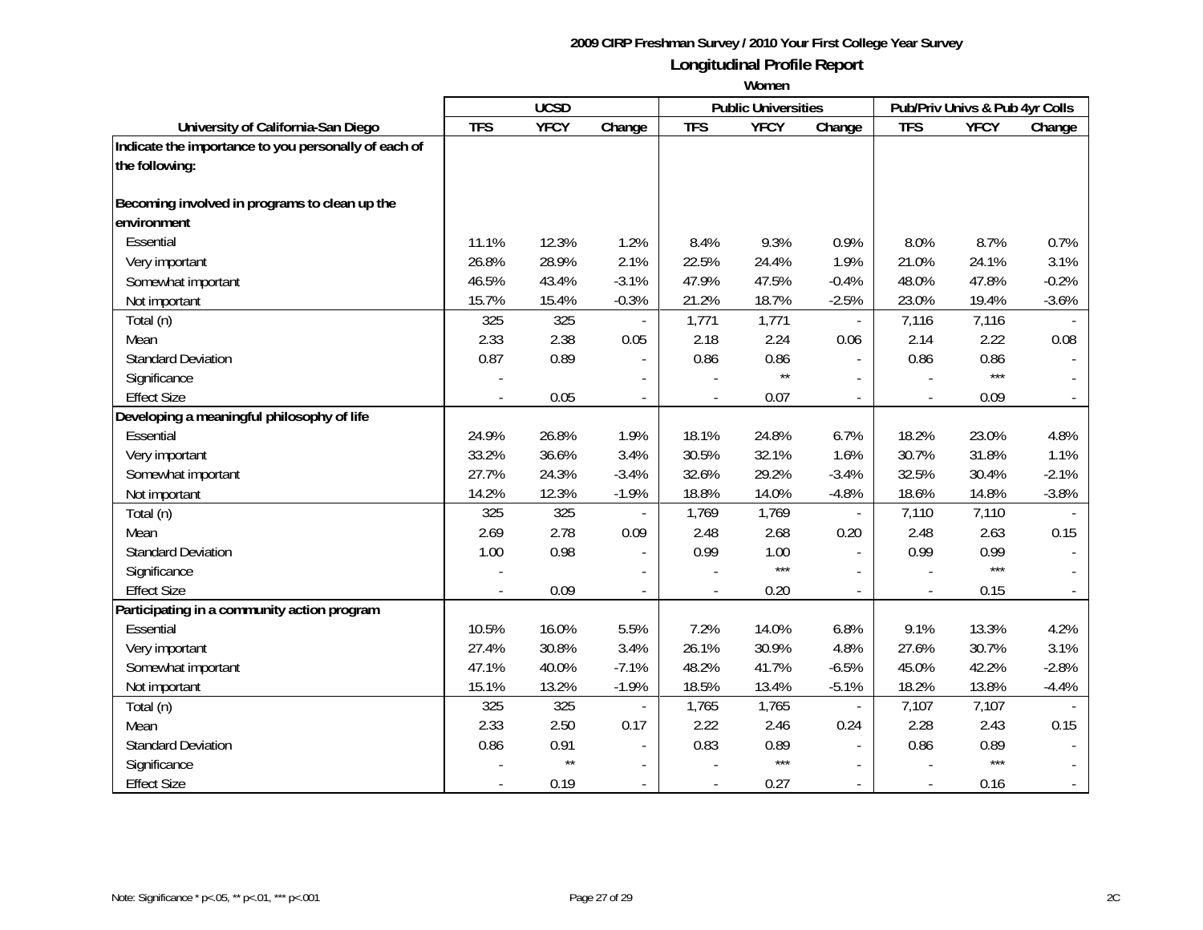**2009 CIRP Freshman Survey / 2010 Your First College Year Survey**

**Longitudinal Profile Report**

**Women**

| University of California-San Diego | UCSD | | | Public Universities | | | Pub/Priv Univs & Pub 4yr Colls | | |
|---|---|---|---|---|---|---|---|---|---|
| | TFS | YFCY | Change | TFS | YFCY | Change | TFS | YFCY | Change |
| **Indicate the importance to you personally of each of the following:** | | | | | | | | | |
| **Becoming involved in programs to clean up the environment** | | | | | | | | | |
| Essential | 11.1% | 12.3% | 1.2% | 8.4% | 9.3% | 0.9% | 8.0% | 8.7% | 0.7% |
| Very important | 26.8% | 28.9% | 2.1% | 22.5% | 24.4% | 1.9% | 21.0% | 24.1% | 3.1% |
| Somewhat important | 46.5% | 43.4% | -3.1% | 47.9% | 47.5% | -0.4% | 48.0% | 47.8% | -0.2% |
| Not important | 15.7% | 15.4% | -0.3% | 21.2% | 18.7% | -2.5% | 23.0% | 19.4% | -3.6% |
| Total (n) | 325 | 325 | - | 1,771 | 1,771 | - | 7,116 | 7,116 | - |
| Mean | 2.33 | 2.38 | 0.05 | 2.18 | 2.24 | 0.06 | 2.14 | 2.22 | 0.08 |
| Standard Deviation | 0.87 | 0.89 | - | 0.86 | 0.86 | - | 0.86 | 0.86 | - |
| Significance | - | | - | - | ** | - | - | *** | - |
| Effect Size | - | 0.05 | - | - | 0.07 | - | - | 0.09 | - |
| **Developing a meaningful philosophy of life** | | | | | | | | | |
| Essential | 24.9% | 26.8% | 1.9% | 18.1% | 24.8% | 6.7% | 18.2% | 23.0% | 4.8% |
| Very important | 33.2% | 36.6% | 3.4% | 30.5% | 32.1% | 1.6% | 30.7% | 31.8% | 1.1% |
| Somewhat important | 27.7% | 24.3% | -3.4% | 32.6% | 29.2% | -3.4% | 32.5% | 30.4% | -2.1% |
| Not important | 14.2% | 12.3% | -1.9% | 18.8% | 14.0% | -4.8% | 18.6% | 14.8% | -3.8% |
| Total (n) | 325 | 325 | - | 1,769 | 1,769 | - | 7,110 | 7,110 | - |
| Mean | 2.69 | 2.78 | 0.09 | 2.48 | 2.68 | 0.20 | 2.48 | 2.63 | 0.15 |
| Standard Deviation | 1.00 | 0.98 | - | 0.99 | 1.00 | - | 0.99 | 0.99 | - |
| Significance | - | | - | - | *** | - | - | *** | - |
| Effect Size | - | 0.09 | - | - | 0.20 | - | - | 0.15 | - |
| **Participating in a community action program** | | | | | | | | | |
| Essential | 10.5% | 16.0% | 5.5% | 7.2% | 14.0% | 6.8% | 9.1% | 13.3% | 4.2% |
| Very important | 27.4% | 30.8% | 3.4% | 26.1% | 30.9% | 4.8% | 27.6% | 30.7% | 3.1% |
| Somewhat important | 47.1% | 40.0% | -7.1% | 48.2% | 41.7% | -6.5% | 45.0% | 42.2% | -2.8% |
| Not important | 15.1% | 13.2% | -1.9% | 18.5% | 13.4% | -5.1% | 18.2% | 13.8% | -4.4% |
| Total (n) | 325 | 325 | - | 1,765 | 1,765 | - | 7,107 | 7,107 | - |
| Mean | 2.33 | 2.50 | 0.17 | 2.22 | 2.46 | 0.24 | 2.28 | 2.43 | 0.15 |
| Standard Deviation | 0.86 | 0.91 | - | 0.83 | 0.89 | - | 0.86 | 0.89 | - |
| Significance | - | ** | - | - | *** | - | - | *** | - |
| Effect Size | - | 0.19 | - | - | 0.27 | - | - | 0.16 | - |

Note: Significance * p<.05, ** p<.01, *** p<.001

2C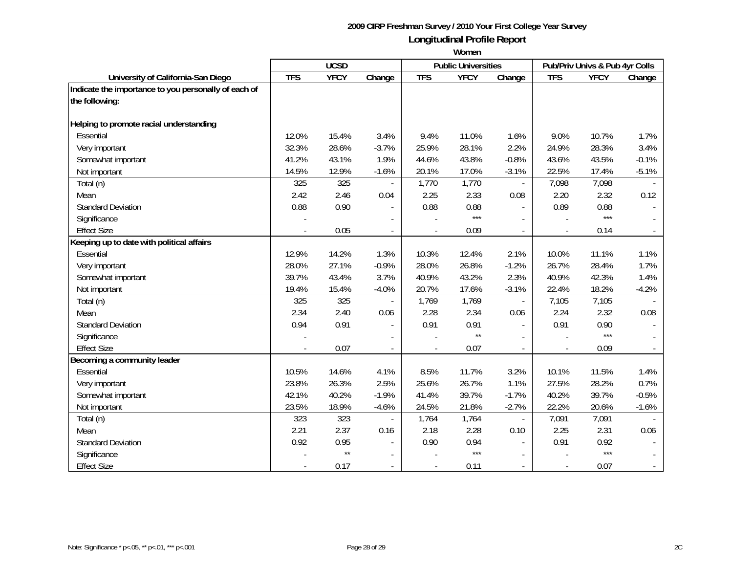**2009 CIRP Freshman Survey / 2010 Your First College Year Survey**

## Longitudinal Profile Report

**Women**

| | UCSD | | | Public Universities | | | Pub/Priv Univs & Pub 4yr Colls | | |
|---|---|---|---|---|---|---|---|---|---|
| **University of California-San Diego** | **TFS** | **YFCY** | **Change** | **TFS** | **YFCY** | **Change** | **TFS** | **YFCY** | **Change** |
| **Indicate the importance to you personally of each of the following:** | | | | | | | | | |
| **Helping to promote racial understanding** | | | | | | | | | |
| Essential | 12.0% | 15.4% | 3.4% | 9.4% | 11.0% | 1.6% | 9.0% | 10.7% | 1.7% |
| Very important | 32.3% | 28.6% | -3.7% | 25.9% | 28.1% | 2.2% | 24.9% | 28.3% | 3.4% |
| Somewhat important | 41.2% | 43.1% | 1.9% | 44.6% | 43.8% | -0.8% | 43.6% | 43.5% | -0.1% |
| Not important | 14.5% | 12.9% | -1.6% | 20.1% | 17.0% | -3.1% | 22.5% | 17.4% | -5.1% |
| Total (n) | 325 | 325 | - | 1,770 | 1,770 | - | 7,098 | 7,098 | - |
| Mean | 2.42 | 2.46 | 0.04 | 2.25 | 2.33 | 0.08 | 2.20 | 2.32 | 0.12 |
| Standard Deviation | 0.88 | 0.90 | - | 0.88 | 0.88 | - | 0.89 | 0.88 | - |
| Significance | - | | - | - | *** | - | - | *** | - |
| Effect Size | - | 0.05 | - | - | 0.09 | - | - | 0.14 | - |
| **Keeping up to date with political affairs** | | | | | | | | | |
| Essential | 12.9% | 14.2% | 1.3% | 10.3% | 12.4% | 2.1% | 10.0% | 11.1% | 1.1% |
| Very important | 28.0% | 27.1% | -0.9% | 28.0% | 26.8% | -1.2% | 26.7% | 28.4% | 1.7% |
| Somewhat important | 39.7% | 43.4% | 3.7% | 40.9% | 43.2% | 2.3% | 40.9% | 42.3% | 1.4% |
| Not important | 19.4% | 15.4% | -4.0% | 20.7% | 17.6% | -3.1% | 22.4% | 18.2% | -4.2% |
| Total (n) | 325 | 325 | - | 1,769 | 1,769 | - | 7,105 | 7,105 | - |
| Mean | 2.34 | 2.40 | 0.06 | 2.28 | 2.34 | 0.06 | 2.24 | 2.32 | 0.08 |
| Standard Deviation | 0.94 | 0.91 | - | 0.91 | 0.91 | - | 0.91 | 0.90 | - |
| Significance | - | | - | - | ** | - | - | *** | - |
| Effect Size | - | 0.07 | - | - | 0.07 | - | - | 0.09 | - |
| **Becoming a community leader** | | | | | | | | | |
| Essential | 10.5% | 14.6% | 4.1% | 8.5% | 11.7% | 3.2% | 10.1% | 11.5% | 1.4% |
| Very important | 23.8% | 26.3% | 2.5% | 25.6% | 26.7% | 1.1% | 27.5% | 28.2% | 0.7% |
| Somewhat important | 42.1% | 40.2% | -1.9% | 41.4% | 39.7% | -1.7% | 40.2% | 39.7% | -0.5% |
| Not important | 23.5% | 18.9% | -4.6% | 24.5% | 21.8% | -2.7% | 22.2% | 20.6% | -1.6% |
| Total (n) | 323 | 323 | - | 1,764 | 1,764 | - | 7,091 | 7,091 | - |
| Mean | 2.21 | 2.37 | 0.16 | 2.18 | 2.28 | 0.10 | 2.25 | 2.31 | 0.06 |
| Standard Deviation | 0.92 | 0.95 | - | 0.90 | 0.94 | - | 0.91 | 0.92 | - |
| Significance | - | ** | - | - | *** | - | - | *** | - |
| Effect Size | - | 0.17 | - | - | 0.11 | - | - | 0.07 | - |

Note: Significance * p<.05, ** p<.01, *** p<.001

2C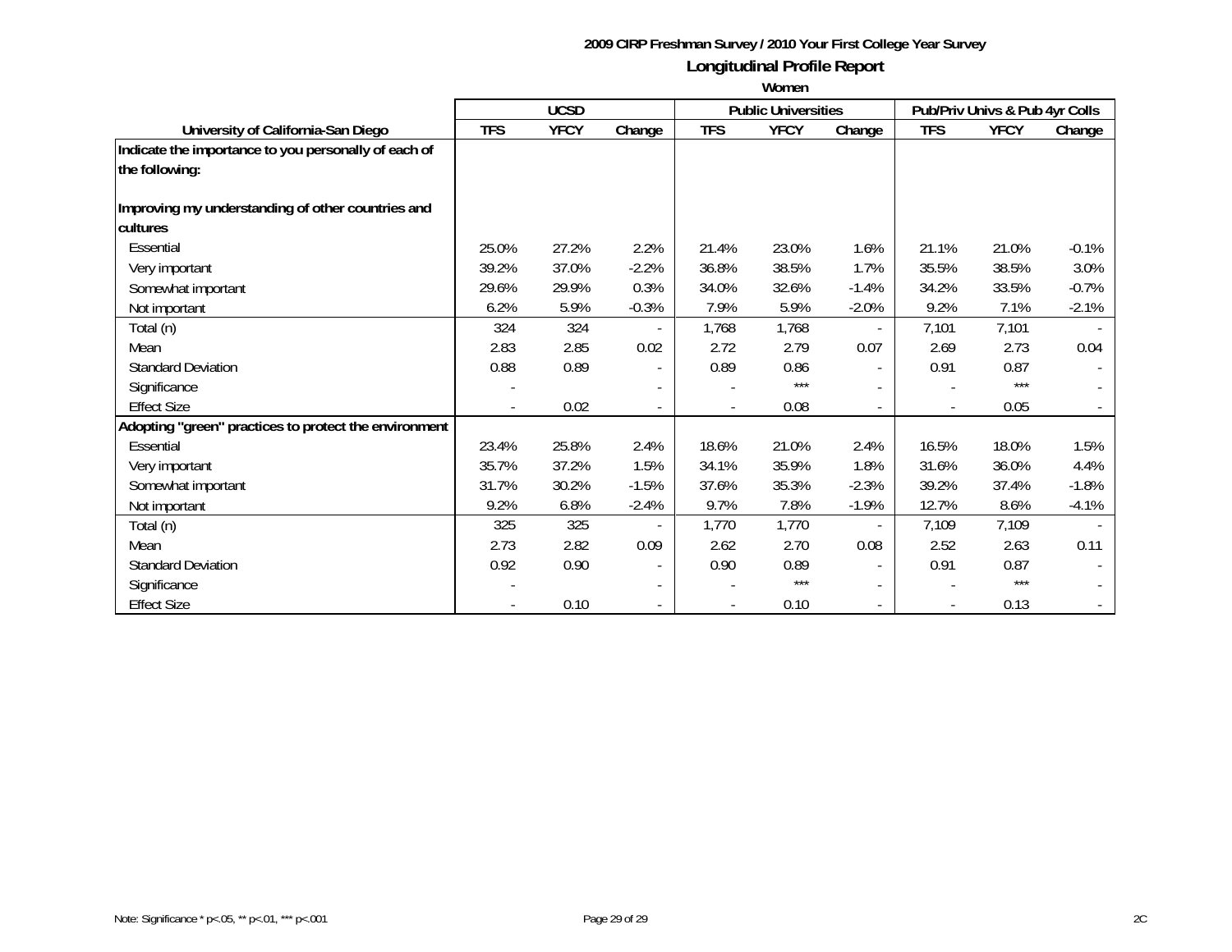**2009 CIRP Freshman Survey / 2010 Your First College Year Survey**

## Longitudinal Profile Report

**Women**

| | UCSD | | | Public Universities | | | Pub/Priv Univs & Pub 4yr Colls | | |
|---|---|---|---|---|---|---|---|---|---|
| **University of California-San Diego** | **TFS** | **YFCY** | **Change** | **TFS** | **YFCY** | **Change** | **TFS** | **YFCY** | **Change** |
| **Indicate the importance to you personally of each of the following:** | | | | | | | | | |
| **Improving my understanding of other countries and cultures** | | | | | | | | | |
| Essential | 25.0% | 27.2% | 2.2% | 21.4% | 23.0% | 1.6% | 21.1% | 21.0% | -0.1% |
| Very important | 39.2% | 37.0% | -2.2% | 36.8% | 38.5% | 1.7% | 35.5% | 38.5% | 3.0% |
| Somewhat important | 29.6% | 29.9% | 0.3% | 34.0% | 32.6% | -1.4% | 34.2% | 33.5% | -0.7% |
| Not important | 6.2% | 5.9% | -0.3% | 7.9% | 5.9% | -2.0% | 9.2% | 7.1% | -2.1% |
| Total (n) | 324 | 324 | - | 1,768 | 1,768 | - | 7,101 | 7,101 | - |
| Mean | 2.83 | 2.85 | 0.02 | 2.72 | 2.79 | 0.07 | 2.69 | 2.73 | 0.04 |
| Standard Deviation | 0.88 | 0.89 | - | 0.89 | 0.86 | - | 0.91 | 0.87 | - |
| Significance | - | | - | - | *** | - | - | *** | - |
| Effect Size | - | 0.02 | - | - | 0.08 | - | - | 0.05 | - |
| **Adopting "green" practices to protect the environment** | | | | | | | | | |
| Essential | 23.4% | 25.8% | 2.4% | 18.6% | 21.0% | 2.4% | 16.5% | 18.0% | 1.5% |
| Very important | 35.7% | 37.2% | 1.5% | 34.1% | 35.9% | 1.8% | 31.6% | 36.0% | 4.4% |
| Somewhat important | 31.7% | 30.2% | -1.5% | 37.6% | 35.3% | -2.3% | 39.2% | 37.4% | -1.8% |
| Not important | 9.2% | 6.8% | -2.4% | 9.7% | 7.8% | -1.9% | 12.7% | 8.6% | -4.1% |
| Total (n) | 325 | 325 | - | 1,770 | 1,770 | - | 7,109 | 7,109 | - |
| Mean | 2.73 | 2.82 | 0.09 | 2.62 | 2.70 | 0.08 | 2.52 | 2.63 | 0.11 |
| Standard Deviation | 0.92 | 0.90 | - | 0.90 | 0.89 | - | 0.91 | 0.87 | - |
| Significance | - | | - | - | *** | - | - | *** | - |
| Effect Size | - | 0.10 | - | - | 0.10 | - | - | 0.13 | - |

Note: Significance * p<.05, ** p<.01, *** p<.001

2C